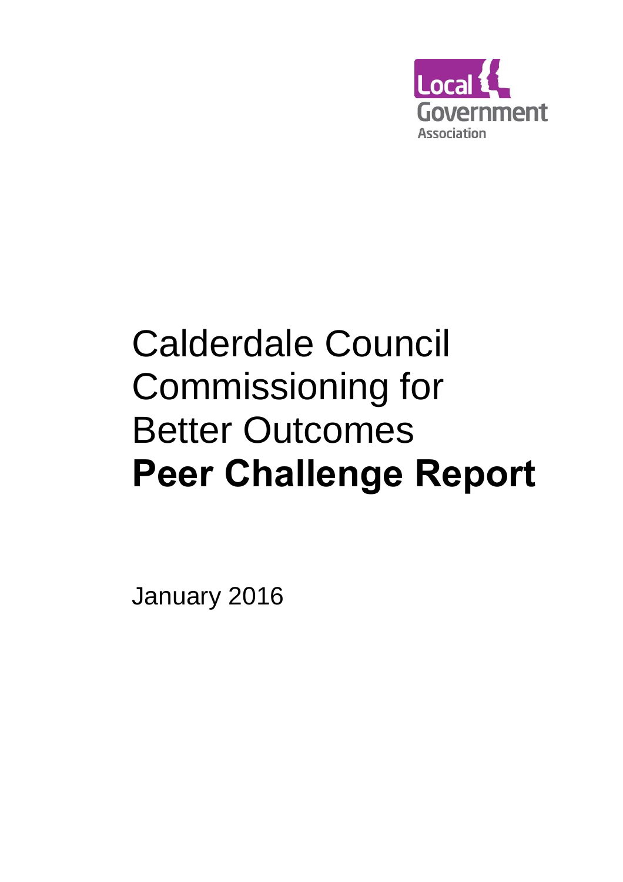Local Government Association

# Calderdale Council Commissioning for Better Outcomes **Peer Challenge Report**

January 2016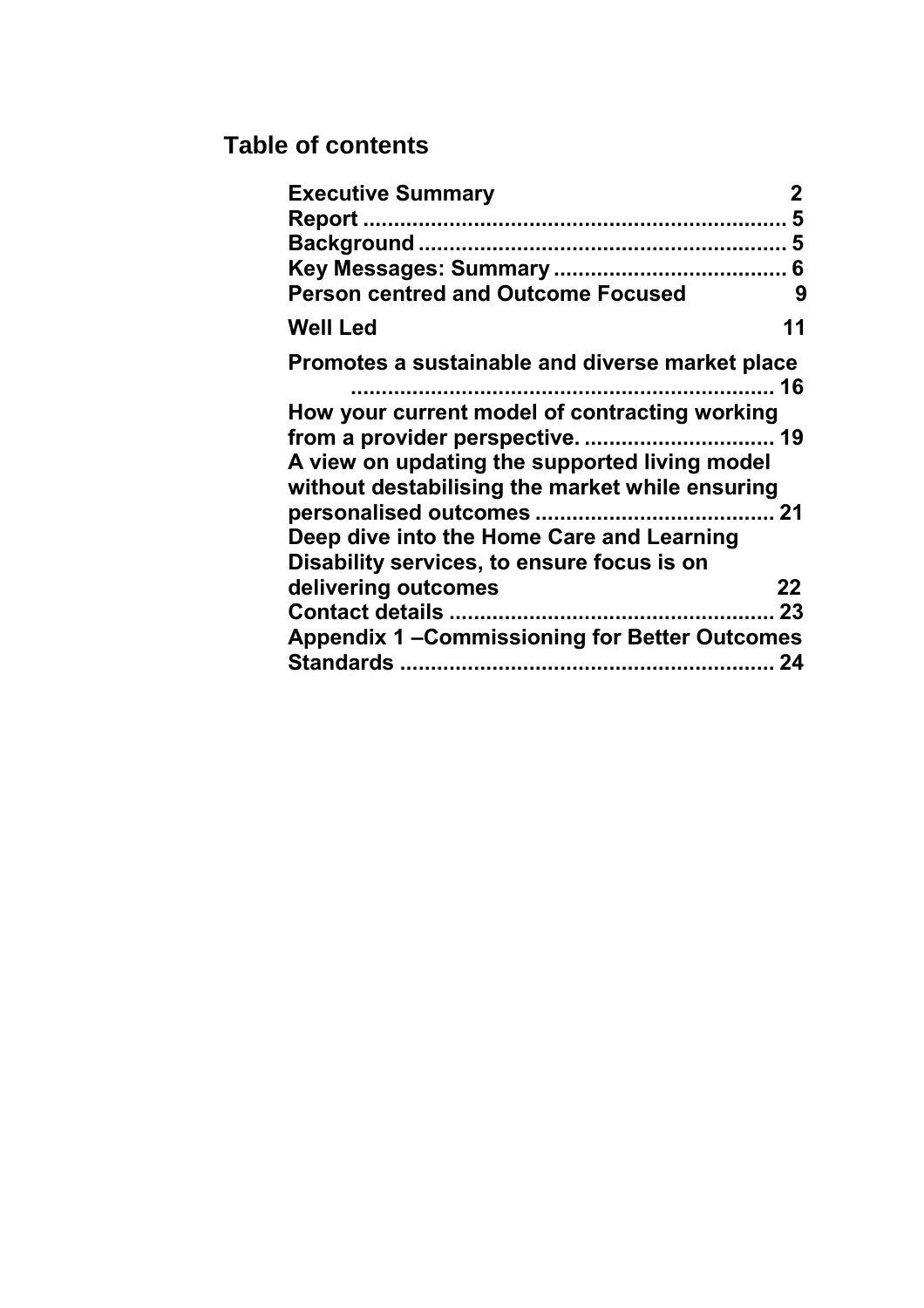## Table of contents

**Executive Summary** 2
**Report** ................................................................. 5
**Background** ........................................................ 5
**Key Messages: Summary** .................................... 6
**Person centred and Outcome Focused** 9
**Well Led** 11
**Promotes a sustainable and diverse market place** ................................................................. 16
**How your current model of contracting working from a provider perspective.** ............................. 19
**A view on updating the supported living model without destabilising the market while ensuring personalised outcomes** ..................................... 21
**Deep dive into the Home Care and Learning Disability services, to ensure focus is on delivering outcomes** 22
**Contact details** .................................................... 23
**Appendix 1 –Commissioning for Better Outcomes Standards** ........................................................... 24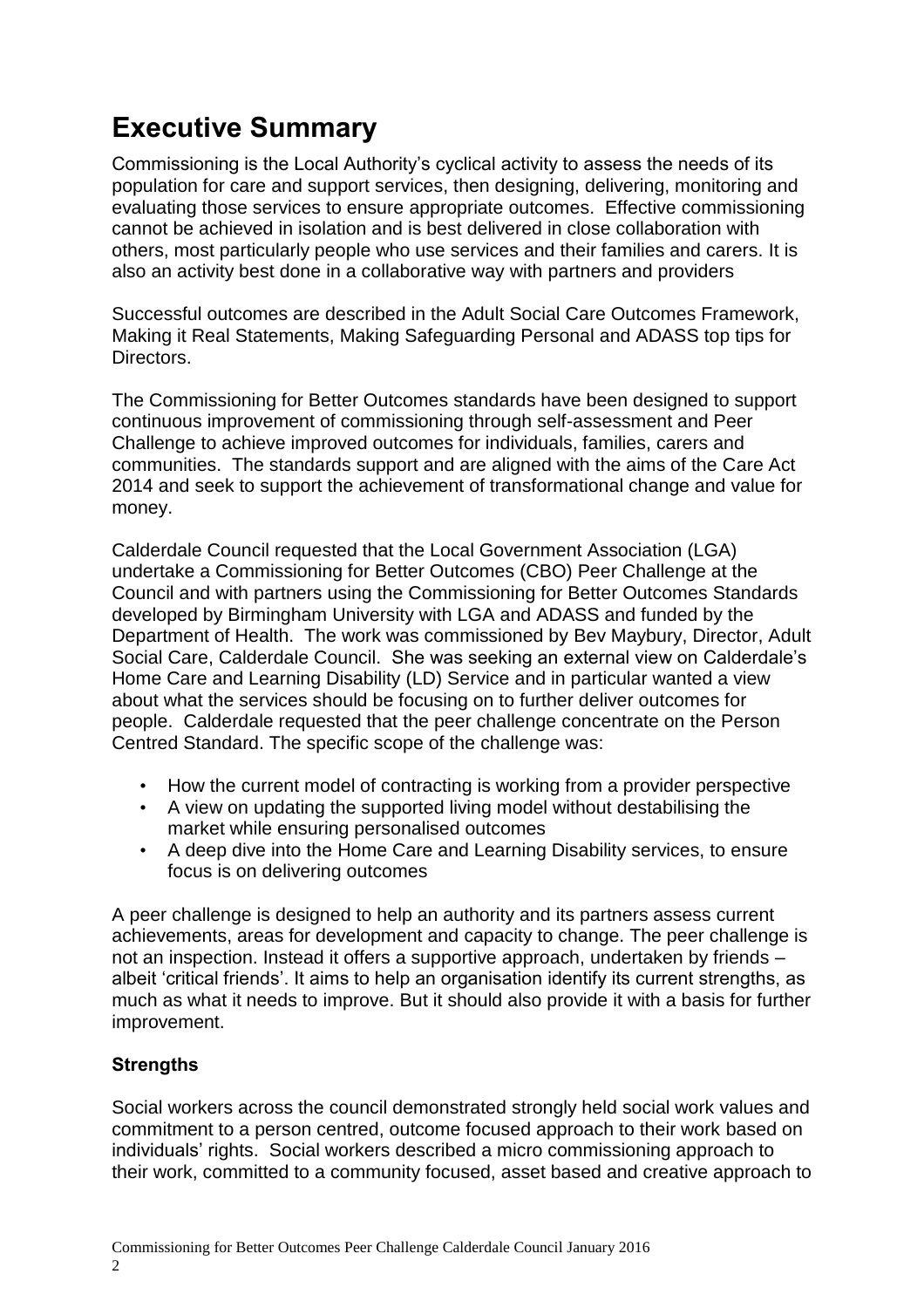# Executive Summary

Commissioning is the Local Authority's cyclical activity to assess the needs of its population for care and support services, then designing, delivering, monitoring and evaluating those services to ensure appropriate outcomes. Effective commissioning cannot be achieved in isolation and is best delivered in close collaboration with others, most particularly people who use services and their families and carers. It is also an activity best done in a collaborative way with partners and providers

Successful outcomes are described in the Adult Social Care Outcomes Framework, Making it Real Statements, Making Safeguarding Personal and ADASS top tips for Directors.

The Commissioning for Better Outcomes standards have been designed to support continuous improvement of commissioning through self-assessment and Peer Challenge to achieve improved outcomes for individuals, families, carers and communities. The standards support and are aligned with the aims of the Care Act 2014 and seek to support the achievement of transformational change and value for money.

Calderdale Council requested that the Local Government Association (LGA) undertake a Commissioning for Better Outcomes (CBO) Peer Challenge at the Council and with partners using the Commissioning for Better Outcomes Standards developed by Birmingham University with LGA and ADASS and funded by the Department of Health. The work was commissioned by Bev Maybury, Director, Adult Social Care, Calderdale Council. She was seeking an external view on Calderdale's Home Care and Learning Disability (LD) Service and in particular wanted a view about what the services should be focusing on to further deliver outcomes for people. Calderdale requested that the peer challenge concentrate on the Person Centred Standard. The specific scope of the challenge was:

- How the current model of contracting is working from a provider perspective
- A view on updating the supported living model without destabilising the market while ensuring personalised outcomes
- A deep dive into the Home Care and Learning Disability services, to ensure focus is on delivering outcomes

A peer challenge is designed to help an authority and its partners assess current achievements, areas for development and capacity to change. The peer challenge is not an inspection. Instead it offers a supportive approach, undertaken by friends – albeit 'critical friends'. It aims to help an organisation identify its current strengths, as much as what it needs to improve. But it should also provide it with a basis for further improvement.

### Strengths

Social workers across the council demonstrated strongly held social work values and commitment to a person centred, outcome focused approach to their work based on individuals' rights. Social workers described a micro commissioning approach to their work, committed to a community focused, asset based and creative approach to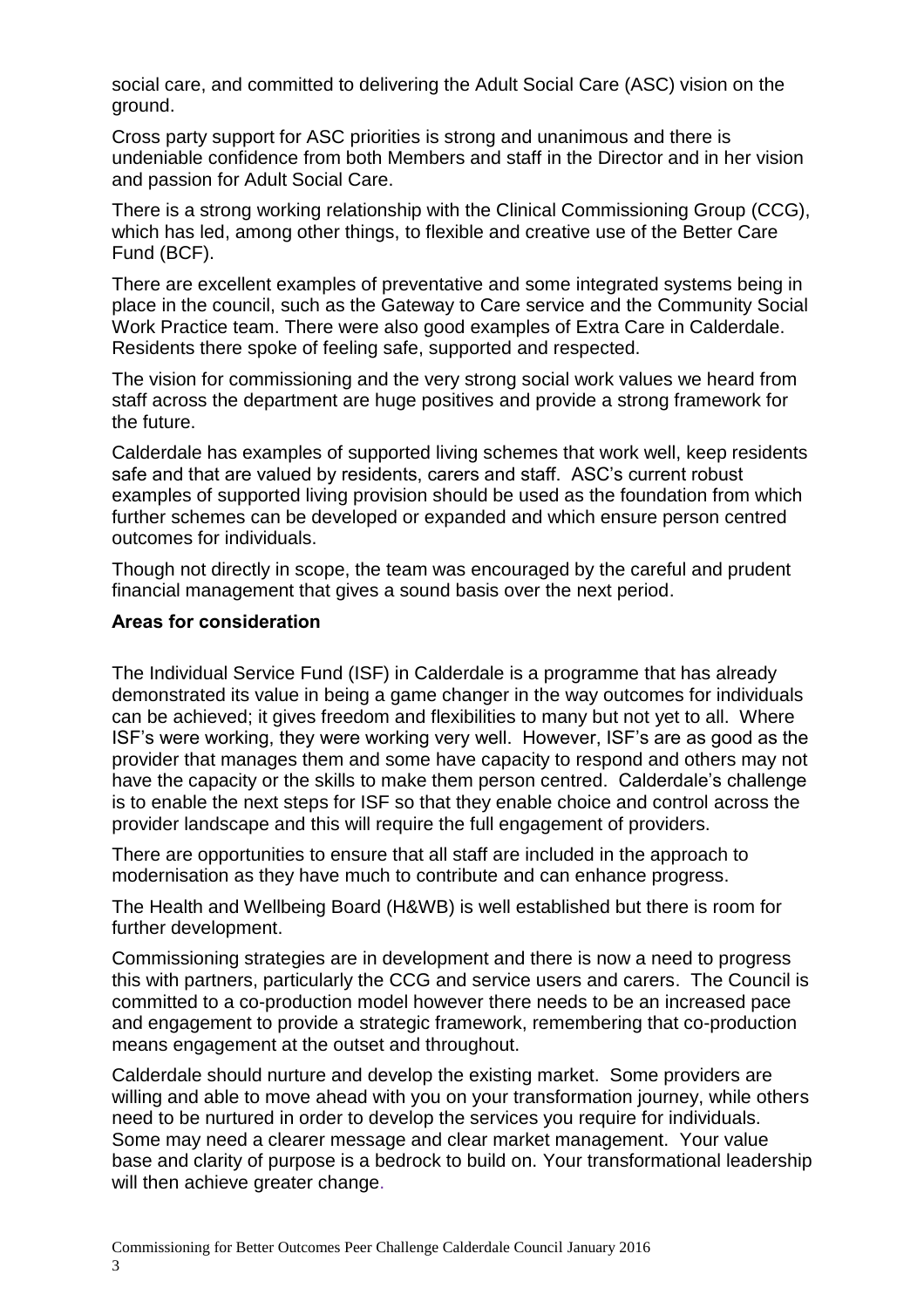social care, and committed to delivering the Adult Social Care (ASC) vision on the ground.

Cross party support for ASC priorities is strong and unanimous and there is undeniable confidence from both Members and staff in the Director and in her vision and passion for Adult Social Care.

There is a strong working relationship with the Clinical Commissioning Group (CCG), which has led, among other things, to flexible and creative use of the Better Care Fund (BCF).

There are excellent examples of preventative and some integrated systems being in place in the council, such as the Gateway to Care service and the Community Social Work Practice team. There were also good examples of Extra Care in Calderdale. Residents there spoke of feeling safe, supported and respected.

The vision for commissioning and the very strong social work values we heard from staff across the department are huge positives and provide a strong framework for the future.

Calderdale has examples of supported living schemes that work well, keep residents safe and that are valued by residents, carers and staff. ASC's current robust examples of supported living provision should be used as the foundation from which further schemes can be developed or expanded and which ensure person centred outcomes for individuals.

Though not directly in scope, the team was encouraged by the careful and prudent financial management that gives a sound basis over the next period.

**Areas for consideration**

The Individual Service Fund (ISF) in Calderdale is a programme that has already demonstrated its value in being a game changer in the way outcomes for individuals can be achieved; it gives freedom and flexibilities to many but not yet to all. Where ISF's were working, they were working very well. However, ISF's are as good as the provider that manages them and some have capacity to respond and others may not have the capacity or the skills to make them person centred. Calderdale's challenge is to enable the next steps for ISF so that they enable choice and control across the provider landscape and this will require the full engagement of providers.

There are opportunities to ensure that all staff are included in the approach to modernisation as they have much to contribute and can enhance progress.

The Health and Wellbeing Board (H&WB) is well established but there is room for further development.

Commissioning strategies are in development and there is now a need to progress this with partners, particularly the CCG and service users and carers. The Council is committed to a co-production model however there needs to be an increased pace and engagement to provide a strategic framework, remembering that co-production means engagement at the outset and throughout.

Calderdale should nurture and develop the existing market. Some providers are willing and able to move ahead with you on your transformation journey, while others need to be nurtured in order to develop the services you require for individuals. Some may need a clearer message and clear market management. Your value base and clarity of purpose is a bedrock to build on. Your transformational leadership will then achieve greater change.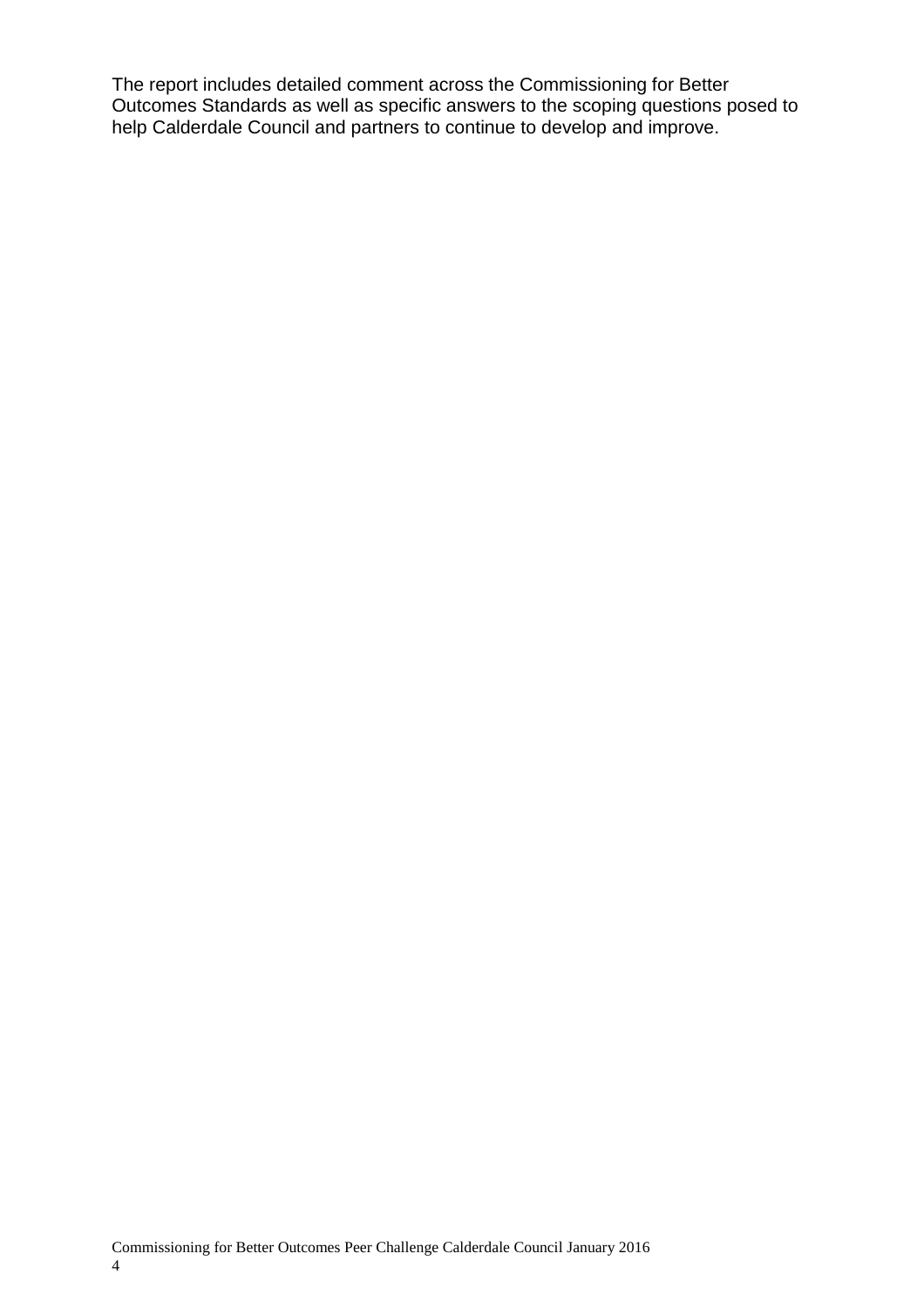The report includes detailed comment across the Commissioning for Better Outcomes Standards as well as specific answers to the scoping questions posed to help Calderdale Council and partners to continue to develop and improve.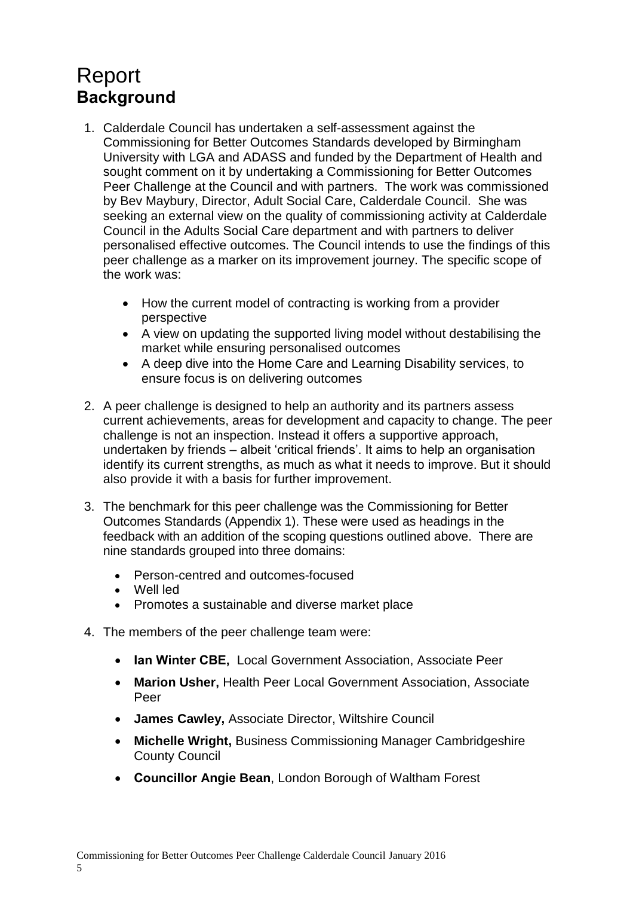# Report

## Background

1. Calderdale Council has undertaken a self-assessment against the Commissioning for Better Outcomes Standards developed by Birmingham University with LGA and ADASS and funded by the Department of Health and sought comment on it by undertaking a Commissioning for Better Outcomes Peer Challenge at the Council and with partners. The work was commissioned by Bev Maybury, Director, Adult Social Care, Calderdale Council. She was seeking an external view on the quality of commissioning activity at Calderdale Council in the Adults Social Care department and with partners to deliver personalised effective outcomes. The Council intends to use the findings of this peer challenge as a marker on its improvement journey. The specific scope of the work was:

   - How the current model of contracting is working from a provider perspective
   - A view on updating the supported living model without destabilising the market while ensuring personalised outcomes
   - A deep dive into the Home Care and Learning Disability services, to ensure focus is on delivering outcomes

2. A peer challenge is designed to help an authority and its partners assess current achievements, areas for development and capacity to change. The peer challenge is not an inspection. Instead it offers a supportive approach, undertaken by friends – albeit 'critical friends'. It aims to help an organisation identify its current strengths, as much as what it needs to improve. But it should also provide it with a basis for further improvement.

3. The benchmark for this peer challenge was the Commissioning for Better Outcomes Standards (Appendix 1). These were used as headings in the feedback with an addition of the scoping questions outlined above. There are nine standards grouped into three domains:

   - Person-centred and outcomes-focused
   - Well led
   - Promotes a sustainable and diverse market place

4. The members of the peer challenge team were:

   - **Ian Winter CBE,** Local Government Association, Associate Peer
   - **Marion Usher,** Health Peer Local Government Association, Associate Peer
   - **James Cawley,** Associate Director, Wiltshire Council
   - **Michelle Wright,** Business Commissioning Manager Cambridgeshire County Council
   - **Councillor Angie Bean**, London Borough of Waltham Forest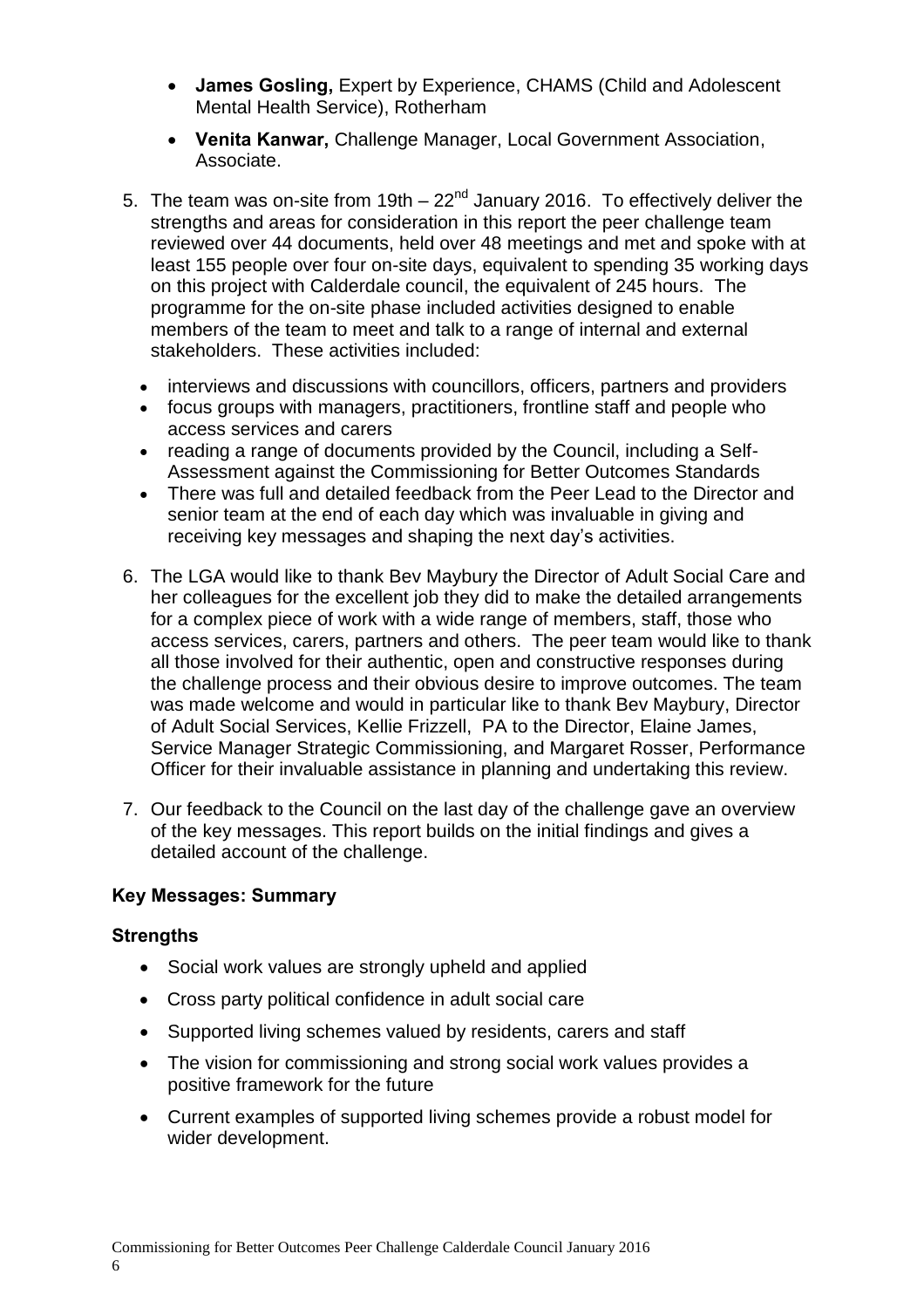- **James Gosling,** Expert by Experience, CHAMS (Child and Adolescent Mental Health Service), Rotherham
- **Venita Kanwar,** Challenge Manager, Local Government Association, Associate.

5. The team was on-site from 19th – 22nd January 2016. To effectively deliver the strengths and areas for consideration in this report the peer challenge team reviewed over 44 documents, held over 48 meetings and met and spoke with at least 155 people over four on-site days, equivalent to spending 35 working days on this project with Calderdale council, the equivalent of 245 hours. The programme for the on-site phase included activities designed to enable members of the team to meet and talk to a range of internal and external stakeholders. These activities included:
   - interviews and discussions with councillors, officers, partners and providers
   - focus groups with managers, practitioners, frontline staff and people who access services and carers
   - reading a range of documents provided by the Council, including a Self-Assessment against the Commissioning for Better Outcomes Standards
   - There was full and detailed feedback from the Peer Lead to the Director and senior team at the end of each day which was invaluable in giving and receiving key messages and shaping the next day's activities.

6. The LGA would like to thank Bev Maybury the Director of Adult Social Care and her colleagues for the excellent job they did to make the detailed arrangements for a complex piece of work with a wide range of members, staff, those who access services, carers, partners and others. The peer team would like to thank all those involved for their authentic, open and constructive responses during the challenge process and their obvious desire to improve outcomes. The team was made welcome and would in particular like to thank Bev Maybury, Director of Adult Social Services, Kellie Frizzell, PA to the Director, Elaine James, Service Manager Strategic Commissioning, and Margaret Rosser, Performance Officer for their invaluable assistance in planning and undertaking this review.

7. Our feedback to the Council on the last day of the challenge gave an overview of the key messages. This report builds on the initial findings and gives a detailed account of the challenge.

### Key Messages: Summary

### Strengths

- Social work values are strongly upheld and applied
- Cross party political confidence in adult social care
- Supported living schemes valued by residents, carers and staff
- The vision for commissioning and strong social work values provides a positive framework for the future
- Current examples of supported living schemes provide a robust model for wider development.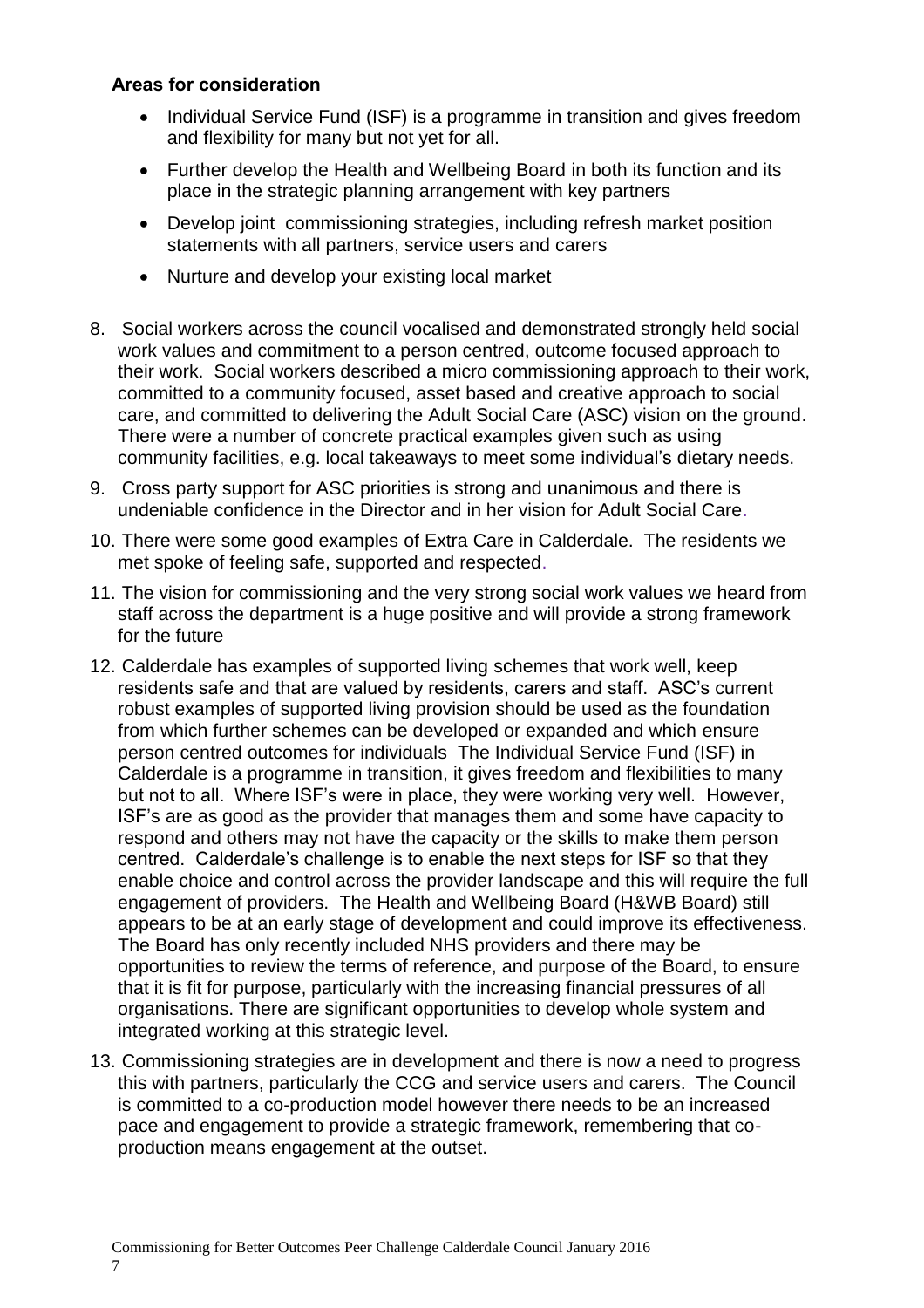**Areas for consideration**

- Individual Service Fund (ISF) is a programme in transition and gives freedom and flexibility for many but not yet for all.
- Further develop the Health and Wellbeing Board in both its function and its place in the strategic planning arrangement with key partners
- Develop joint commissioning strategies, including refresh market position statements with all partners, service users and carers
- Nurture and develop your existing local market

8. Social workers across the council vocalised and demonstrated strongly held social work values and commitment to a person centred, outcome focused approach to their work. Social workers described a micro commissioning approach to their work, committed to a community focused, asset based and creative approach to social care, and committed to delivering the Adult Social Care (ASC) vision on the ground. There were a number of concrete practical examples given such as using community facilities, e.g. local takeaways to meet some individual's dietary needs.
9. Cross party support for ASC priorities is strong and unanimous and there is undeniable confidence in the Director and in her vision for Adult Social Care.
10. There were some good examples of Extra Care in Calderdale. The residents we met spoke of feeling safe, supported and respected.
11. The vision for commissioning and the very strong social work values we heard from staff across the department is a huge positive and will provide a strong framework for the future
12. Calderdale has examples of supported living schemes that work well, keep residents safe and that are valued by residents, carers and staff. ASC's current robust examples of supported living provision should be used as the foundation from which further schemes can be developed or expanded and which ensure person centred outcomes for individuals The Individual Service Fund (ISF) in Calderdale is a programme in transition, it gives freedom and flexibilities to many but not to all. Where ISF's were in place, they were working very well. However, ISF's are as good as the provider that manages them and some have capacity to respond and others may not have the capacity or the skills to make them person centred. Calderdale's challenge is to enable the next steps for ISF so that they enable choice and control across the provider landscape and this will require the full engagement of providers. The Health and Wellbeing Board (H&WB Board) still appears to be at an early stage of development and could improve its effectiveness. The Board has only recently included NHS providers and there may be opportunities to review the terms of reference, and purpose of the Board, to ensure that it is fit for purpose, particularly with the increasing financial pressures of all organisations. There are significant opportunities to develop whole system and integrated working at this strategic level.
13. Commissioning strategies are in development and there is now a need to progress this with partners, particularly the CCG and service users and carers. The Council is committed to a co-production model however there needs to be an increased pace and engagement to provide a strategic framework, remembering that co-production means engagement at the outset.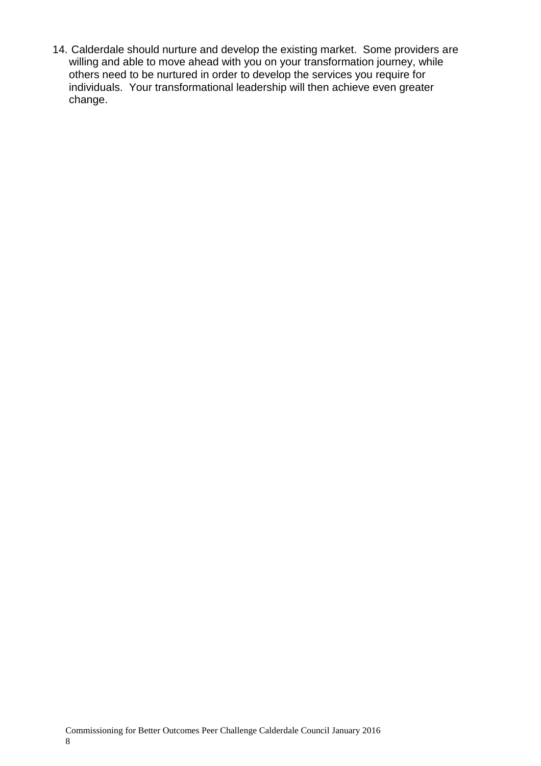14. Calderdale should nurture and develop the existing market. Some providers are willing and able to move ahead with you on your transformation journey, while others need to be nurtured in order to develop the services you require for individuals. Your transformational leadership will then achieve even greater change.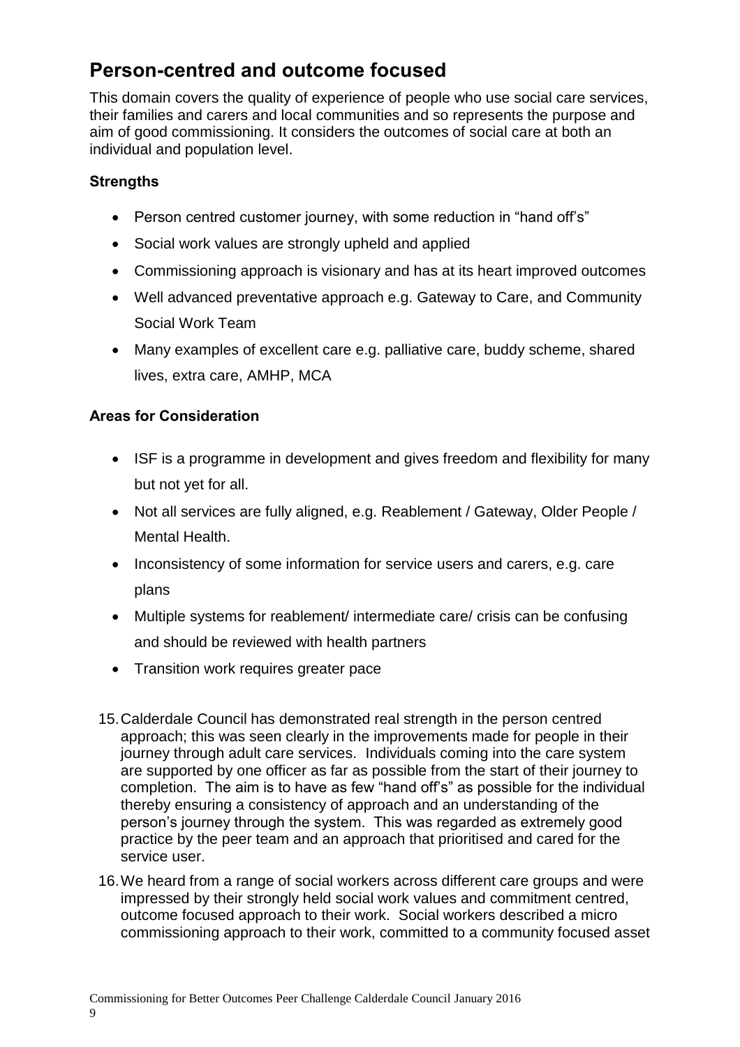## Person-centred and outcome focused

This domain covers the quality of experience of people who use social care services, their families and carers and local communities and so represents the purpose and aim of good commissioning. It considers the outcomes of social care at both an individual and population level.

### Strengths

- Person centred customer journey, with some reduction in "hand off's"
- Social work values are strongly upheld and applied
- Commissioning approach is visionary and has at its heart improved outcomes
- Well advanced preventative approach e.g. Gateway to Care, and Community Social Work Team
- Many examples of excellent care e.g. palliative care, buddy scheme, shared lives, extra care, AMHP, MCA

### Areas for Consideration

- ISF is a programme in development and gives freedom and flexibility for many but not yet for all.
- Not all services are fully aligned, e.g. Reablement / Gateway, Older People / Mental Health.
- Inconsistency of some information for service users and carers, e.g. care plans
- Multiple systems for reablement/ intermediate care/ crisis can be confusing and should be reviewed with health partners
- Transition work requires greater pace

15. Calderdale Council has demonstrated real strength in the person centred approach; this was seen clearly in the improvements made for people in their journey through adult care services. Individuals coming into the care system are supported by one officer as far as possible from the start of their journey to completion. The aim is to have as few "hand off's" as possible for the individual thereby ensuring a consistency of approach and an understanding of the person's journey through the system. This was regarded as extremely good practice by the peer team and an approach that prioritised and cared for the service user.

16. We heard from a range of social workers across different care groups and were impressed by their strongly held social work values and commitment centred, outcome focused approach to their work. Social workers described a micro commissioning approach to their work, committed to a community focused asset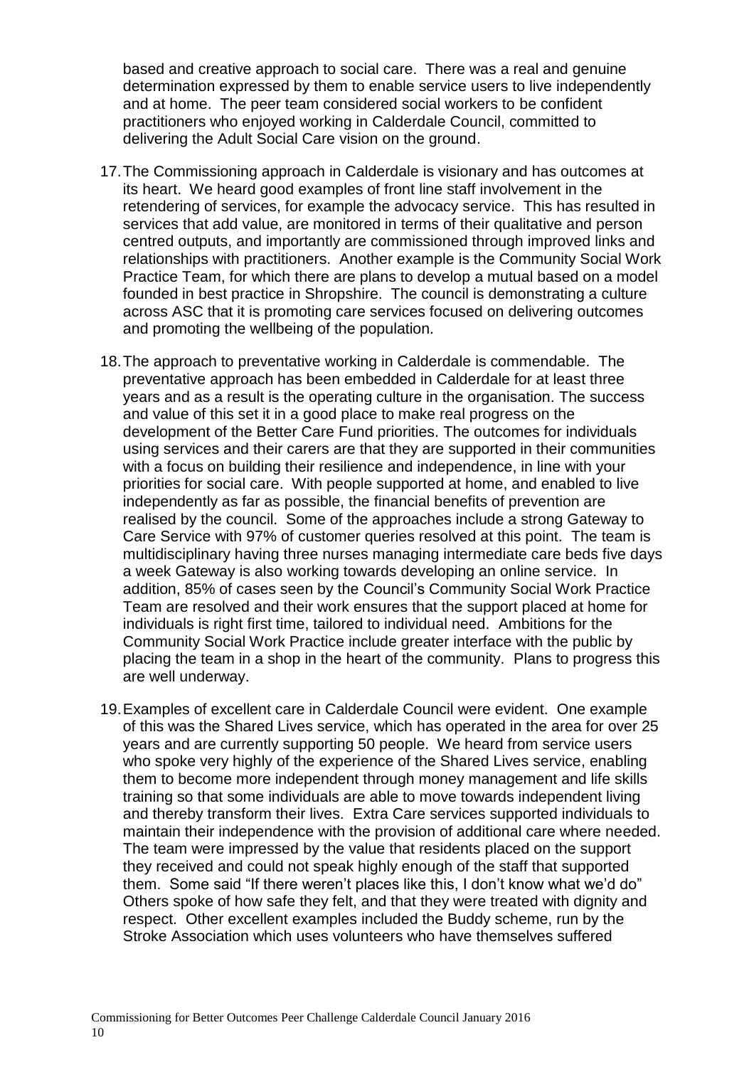based and creative approach to social care. There was a real and genuine determination expressed by them to enable service users to live independently and at home. The peer team considered social workers to be confident practitioners who enjoyed working in Calderdale Council, committed to delivering the Adult Social Care vision on the ground.

17. The Commissioning approach in Calderdale is visionary and has outcomes at its heart. We heard good examples of front line staff involvement in the retendering of services, for example the advocacy service. This has resulted in services that add value, are monitored in terms of their qualitative and person centred outputs, and importantly are commissioned through improved links and relationships with practitioners. Another example is the Community Social Work Practice Team, for which there are plans to develop a mutual based on a model founded in best practice in Shropshire. The council is demonstrating a culture across ASC that it is promoting care services focused on delivering outcomes and promoting the wellbeing of the population.

18. The approach to preventative working in Calderdale is commendable. The preventative approach has been embedded in Calderdale for at least three years and as a result is the operating culture in the organisation. The success and value of this set it in a good place to make real progress on the development of the Better Care Fund priorities. The outcomes for individuals using services and their carers are that they are supported in their communities with a focus on building their resilience and independence, in line with your priorities for social care. With people supported at home, and enabled to live independently as far as possible, the financial benefits of prevention are realised by the council. Some of the approaches include a strong Gateway to Care Service with 97% of customer queries resolved at this point. The team is multidisciplinary having three nurses managing intermediate care beds five days a week Gateway is also working towards developing an online service. In addition, 85% of cases seen by the Council's Community Social Work Practice Team are resolved and their work ensures that the support placed at home for individuals is right first time, tailored to individual need. Ambitions for the Community Social Work Practice include greater interface with the public by placing the team in a shop in the heart of the community. Plans to progress this are well underway.

19. Examples of excellent care in Calderdale Council were evident. One example of this was the Shared Lives service, which has operated in the area for over 25 years and are currently supporting 50 people. We heard from service users who spoke very highly of the experience of the Shared Lives service, enabling them to become more independent through money management and life skills training so that some individuals are able to move towards independent living and thereby transform their lives. Extra Care services supported individuals to maintain their independence with the provision of additional care where needed. The team were impressed by the value that residents placed on the support they received and could not speak highly enough of the staff that supported them. Some said "If there weren't places like this, I don't know what we'd do" Others spoke of how safe they felt, and that they were treated with dignity and respect. Other excellent examples included the Buddy scheme, run by the Stroke Association which uses volunteers who have themselves suffered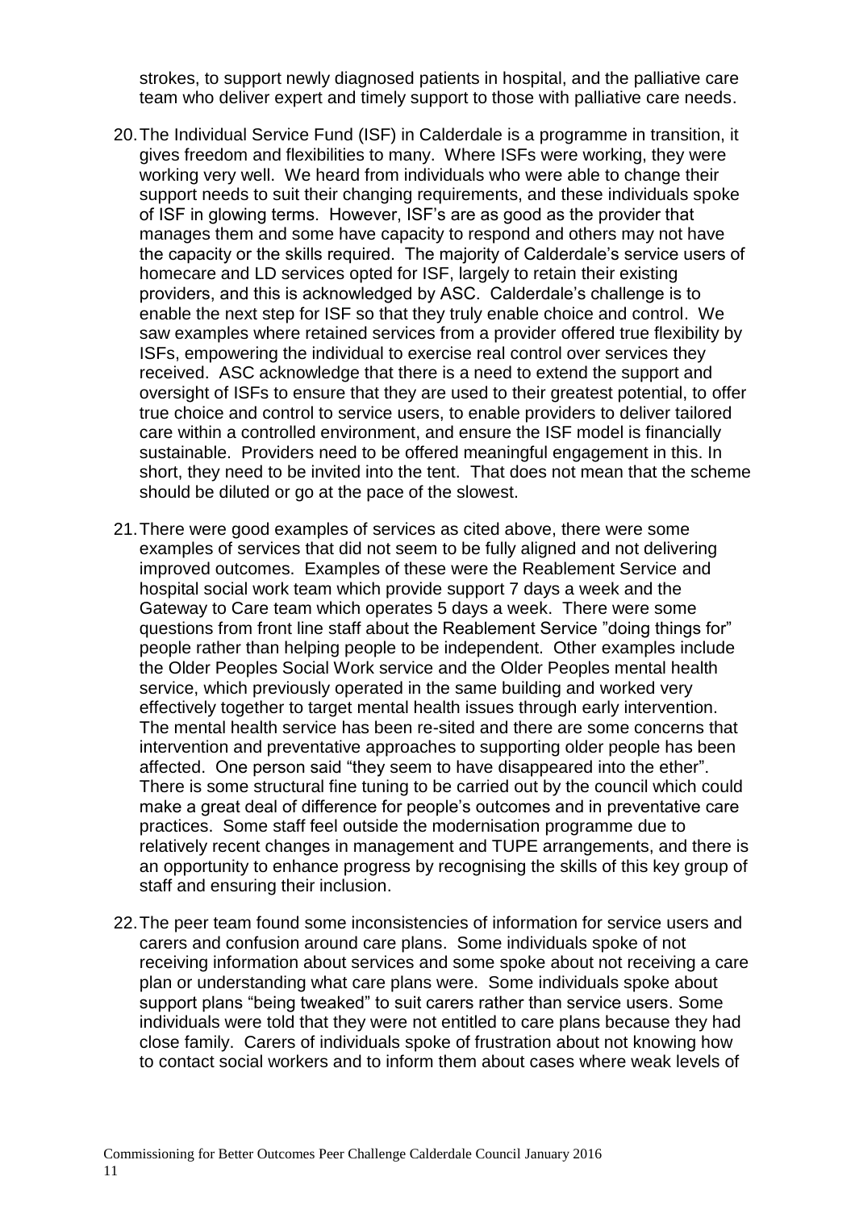strokes, to support newly diagnosed patients in hospital, and the palliative care team who deliver expert and timely support to those with palliative care needs.

20. The Individual Service Fund (ISF) in Calderdale is a programme in transition, it gives freedom and flexibilities to many. Where ISFs were working, they were working very well. We heard from individuals who were able to change their support needs to suit their changing requirements, and these individuals spoke of ISF in glowing terms. However, ISF's are as good as the provider that manages them and some have capacity to respond and others may not have the capacity or the skills required. The majority of Calderdale's service users of homecare and LD services opted for ISF, largely to retain their existing providers, and this is acknowledged by ASC. Calderdale's challenge is to enable the next step for ISF so that they truly enable choice and control. We saw examples where retained services from a provider offered true flexibility by ISFs, empowering the individual to exercise real control over services they received. ASC acknowledge that there is a need to extend the support and oversight of ISFs to ensure that they are used to their greatest potential, to offer true choice and control to service users, to enable providers to deliver tailored care within a controlled environment, and ensure the ISF model is financially sustainable. Providers need to be offered meaningful engagement in this. In short, they need to be invited into the tent. That does not mean that the scheme should be diluted or go at the pace of the slowest.

21. There were good examples of services as cited above, there were some examples of services that did not seem to be fully aligned and not delivering improved outcomes. Examples of these were the Reablement Service and hospital social work team which provide support 7 days a week and the Gateway to Care team which operates 5 days a week. There were some questions from front line staff about the Reablement Service "doing things for" people rather than helping people to be independent. Other examples include the Older Peoples Social Work service and the Older Peoples mental health service, which previously operated in the same building and worked very effectively together to target mental health issues through early intervention. The mental health service has been re-sited and there are some concerns that intervention and preventative approaches to supporting older people has been affected. One person said "they seem to have disappeared into the ether". There is some structural fine tuning to be carried out by the council which could make a great deal of difference for people's outcomes and in preventative care practices. Some staff feel outside the modernisation programme due to relatively recent changes in management and TUPE arrangements, and there is an opportunity to enhance progress by recognising the skills of this key group of staff and ensuring their inclusion.

22. The peer team found some inconsistencies of information for service users and carers and confusion around care plans. Some individuals spoke of not receiving information about services and some spoke about not receiving a care plan or understanding what care plans were. Some individuals spoke about support plans "being tweaked" to suit carers rather than service users. Some individuals were told that they were not entitled to care plans because they had close family. Carers of individuals spoke of frustration about not knowing how to contact social workers and to inform them about cases where weak levels of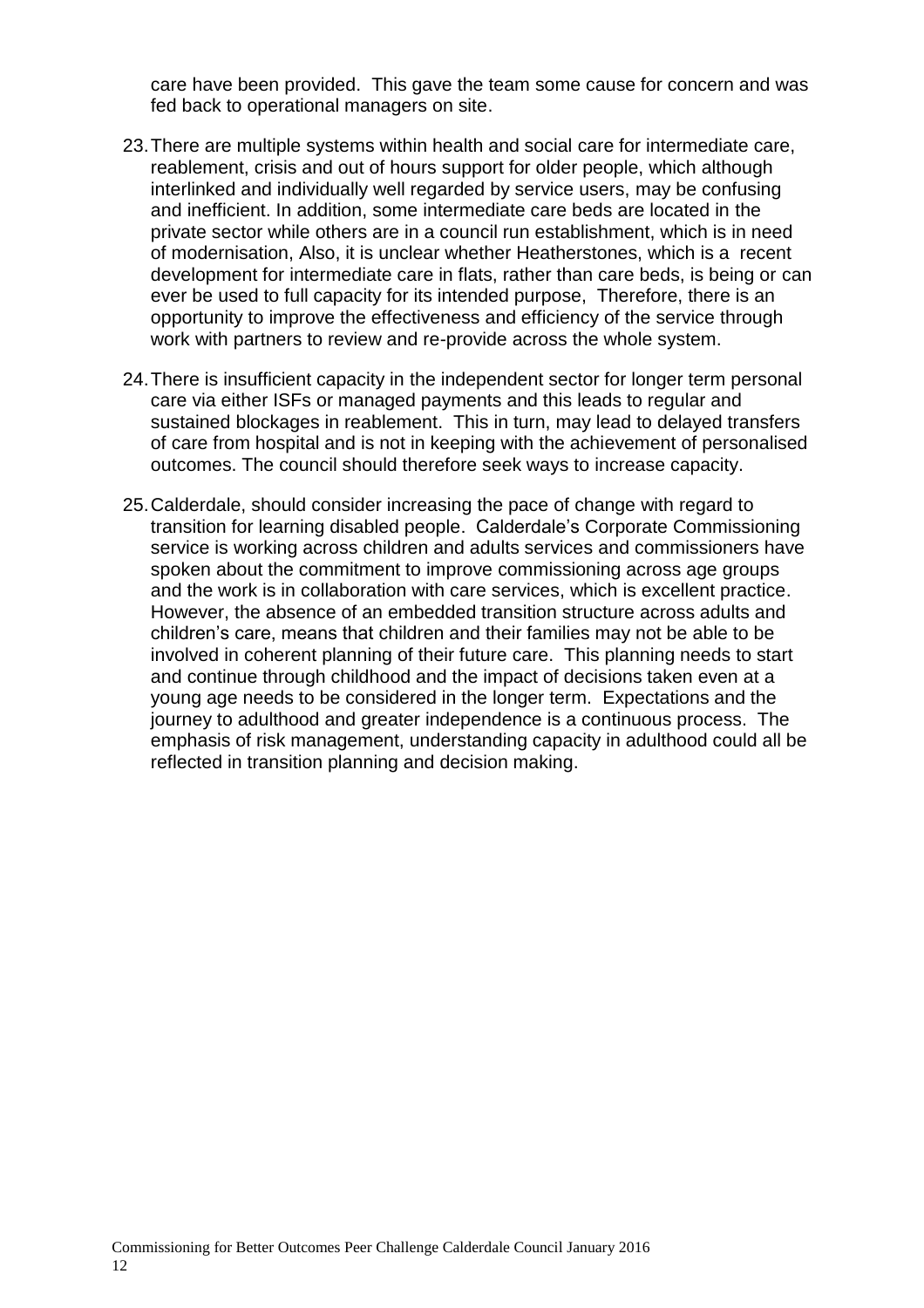care have been provided. This gave the team some cause for concern and was fed back to operational managers on site.

23. There are multiple systems within health and social care for intermediate care, reablement, crisis and out of hours support for older people, which although interlinked and individually well regarded by service users, may be confusing and inefficient. In addition, some intermediate care beds are located in the private sector while others are in a council run establishment, which is in need of modernisation, Also, it is unclear whether Heatherstones, which is a recent development for intermediate care in flats, rather than care beds, is being or can ever be used to full capacity for its intended purpose, Therefore, there is an opportunity to improve the effectiveness and efficiency of the service through work with partners to review and re-provide across the whole system.

24. There is insufficient capacity in the independent sector for longer term personal care via either ISFs or managed payments and this leads to regular and sustained blockages in reablement. This in turn, may lead to delayed transfers of care from hospital and is not in keeping with the achievement of personalised outcomes. The council should therefore seek ways to increase capacity.

25. Calderdale, should consider increasing the pace of change with regard to transition for learning disabled people. Calderdale's Corporate Commissioning service is working across children and adults services and commissioners have spoken about the commitment to improve commissioning across age groups and the work is in collaboration with care services, which is excellent practice. However, the absence of an embedded transition structure across adults and children's care, means that children and their families may not be able to be involved in coherent planning of their future care. This planning needs to start and continue through childhood and the impact of decisions taken even at a young age needs to be considered in the longer term. Expectations and the journey to adulthood and greater independence is a continuous process. The emphasis of risk management, understanding capacity in adulthood could all be reflected in transition planning and decision making.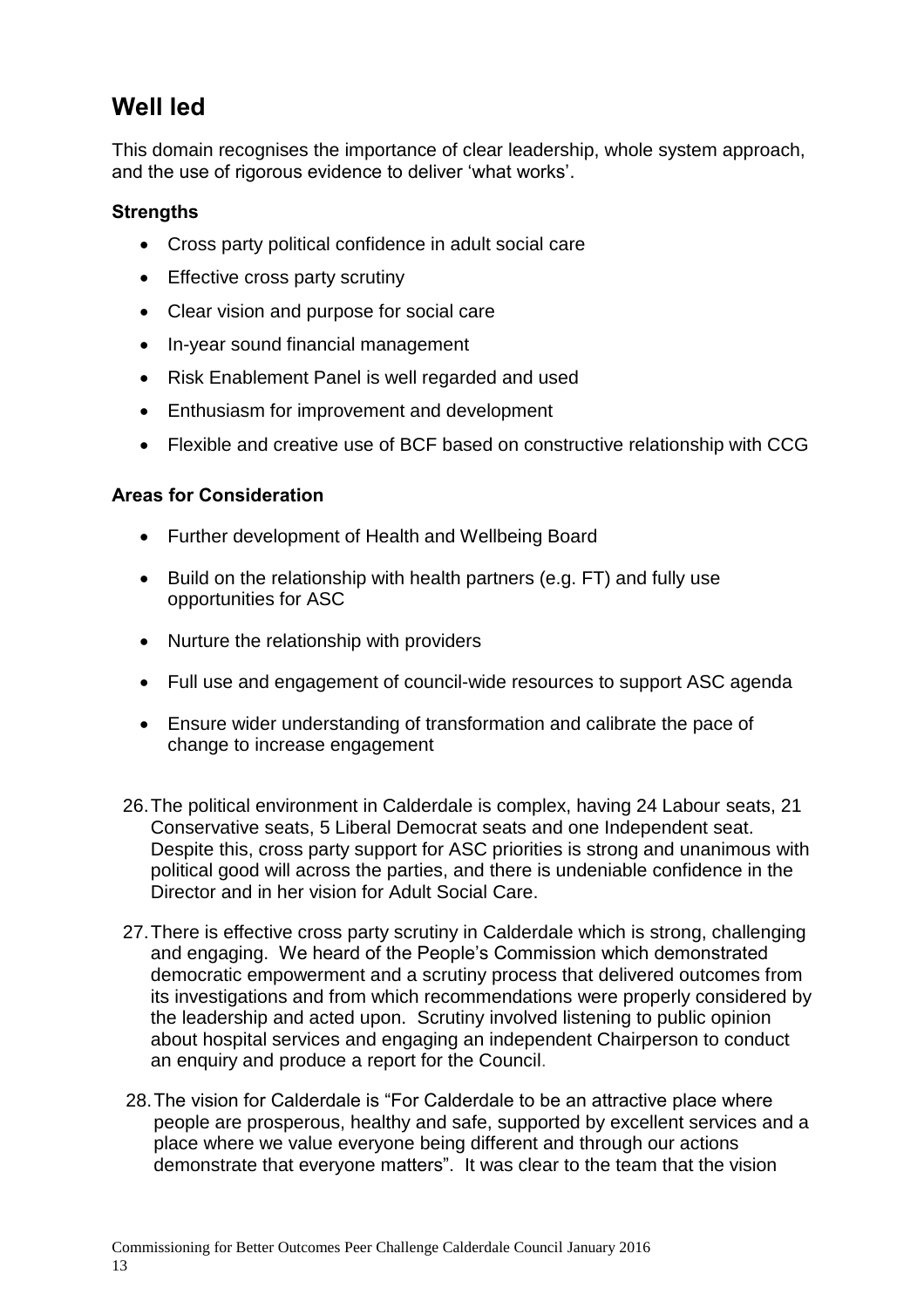## Well led

This domain recognises the importance of clear leadership, whole system approach, and the use of rigorous evidence to deliver 'what works'.

### Strengths

- Cross party political confidence in adult social care
- Effective cross party scrutiny
- Clear vision and purpose for social care
- In-year sound financial management
- Risk Enablement Panel is well regarded and used
- Enthusiasm for improvement and development
- Flexible and creative use of BCF based on constructive relationship with CCG

### Areas for Consideration

- Further development of Health and Wellbeing Board
- Build on the relationship with health partners (e.g. FT) and fully use opportunities for ASC
- Nurture the relationship with providers
- Full use and engagement of council-wide resources to support ASC agenda
- Ensure wider understanding of transformation and calibrate the pace of change to increase engagement

26. The political environment in Calderdale is complex, having 24 Labour seats, 21 Conservative seats, 5 Liberal Democrat seats and one Independent seat. Despite this, cross party support for ASC priorities is strong and unanimous with political good will across the parties, and there is undeniable confidence in the Director and in her vision for Adult Social Care.

27. There is effective cross party scrutiny in Calderdale which is strong, challenging and engaging. We heard of the People's Commission which demonstrated democratic empowerment and a scrutiny process that delivered outcomes from its investigations and from which recommendations were properly considered by the leadership and acted upon. Scrutiny involved listening to public opinion about hospital services and engaging an independent Chairperson to conduct an enquiry and produce a report for the Council.

28. The vision for Calderdale is "For Calderdale to be an attractive place where people are prosperous, healthy and safe, supported by excellent services and a place where we value everyone being different and through our actions demonstrate that everyone matters". It was clear to the team that the vision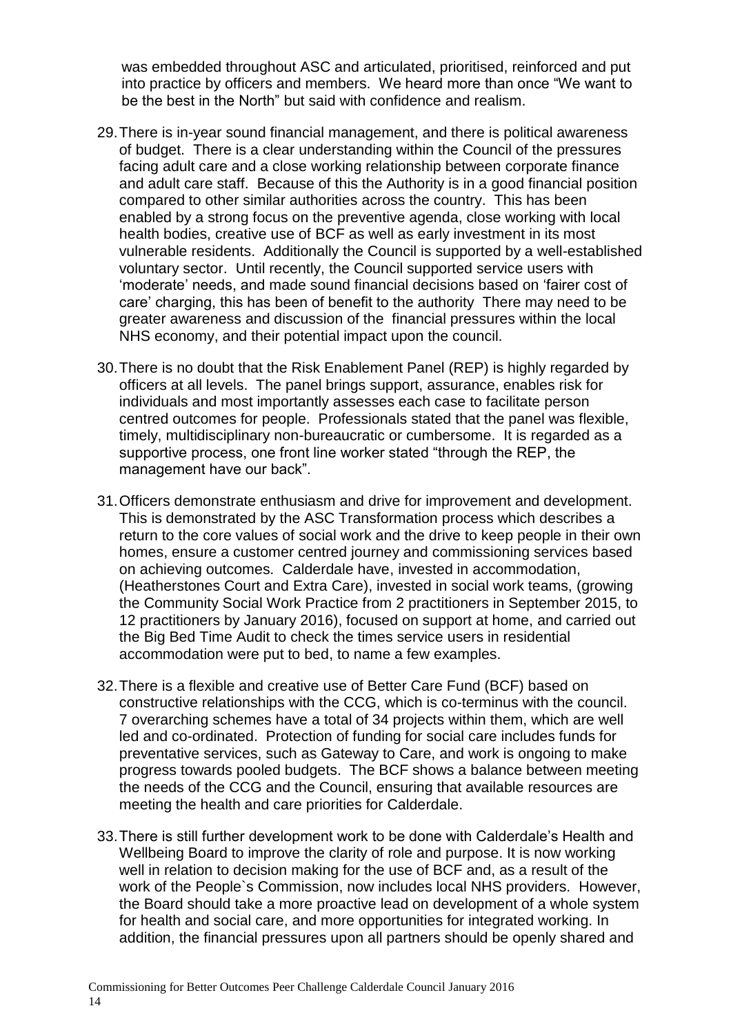was embedded throughout ASC and articulated, prioritised, reinforced and put into practice by officers and members. We heard more than once "We want to be the best in the North" but said with confidence and realism.

29. There is in-year sound financial management, and there is political awareness of budget. There is a clear understanding within the Council of the pressures facing adult care and a close working relationship between corporate finance and adult care staff. Because of this the Authority is in a good financial position compared to other similar authorities across the country. This has been enabled by a strong focus on the preventive agenda, close working with local health bodies, creative use of BCF as well as early investment in its most vulnerable residents. Additionally the Council is supported by a well-established voluntary sector. Until recently, the Council supported service users with 'moderate' needs, and made sound financial decisions based on 'fairer cost of care' charging, this has been of benefit to the authority There may need to be greater awareness and discussion of the financial pressures within the local NHS economy, and their potential impact upon the council.

30. There is no doubt that the Risk Enablement Panel (REP) is highly regarded by officers at all levels. The panel brings support, assurance, enables risk for individuals and most importantly assesses each case to facilitate person centred outcomes for people. Professionals stated that the panel was flexible, timely, multidisciplinary non-bureaucratic or cumbersome. It is regarded as a supportive process, one front line worker stated "through the REP, the management have our back".

31. Officers demonstrate enthusiasm and drive for improvement and development. This is demonstrated by the ASC Transformation process which describes a return to the core values of social work and the drive to keep people in their own homes, ensure a customer centred journey and commissioning services based on achieving outcomes. Calderdale have, invested in accommodation, (Heatherstones Court and Extra Care), invested in social work teams, (growing the Community Social Work Practice from 2 practitioners in September 2015, to 12 practitioners by January 2016), focused on support at home, and carried out the Big Bed Time Audit to check the times service users in residential accommodation were put to bed, to name a few examples.

32. There is a flexible and creative use of Better Care Fund (BCF) based on constructive relationships with the CCG, which is co-terminus with the council. 7 overarching schemes have a total of 34 projects within them, which are well led and co-ordinated. Protection of funding for social care includes funds for preventative services, such as Gateway to Care, and work is ongoing to make progress towards pooled budgets. The BCF shows a balance between meeting the needs of the CCG and the Council, ensuring that available resources are meeting the health and care priorities for Calderdale.

33. There is still further development work to be done with Calderdale's Health and Wellbeing Board to improve the clarity of role and purpose. It is now working well in relation to decision making for the use of BCF and, as a result of the work of the People`s Commission, now includes local NHS providers. However, the Board should take a more proactive lead on development of a whole system for health and social care, and more opportunities for integrated working. In addition, the financial pressures upon all partners should be openly shared and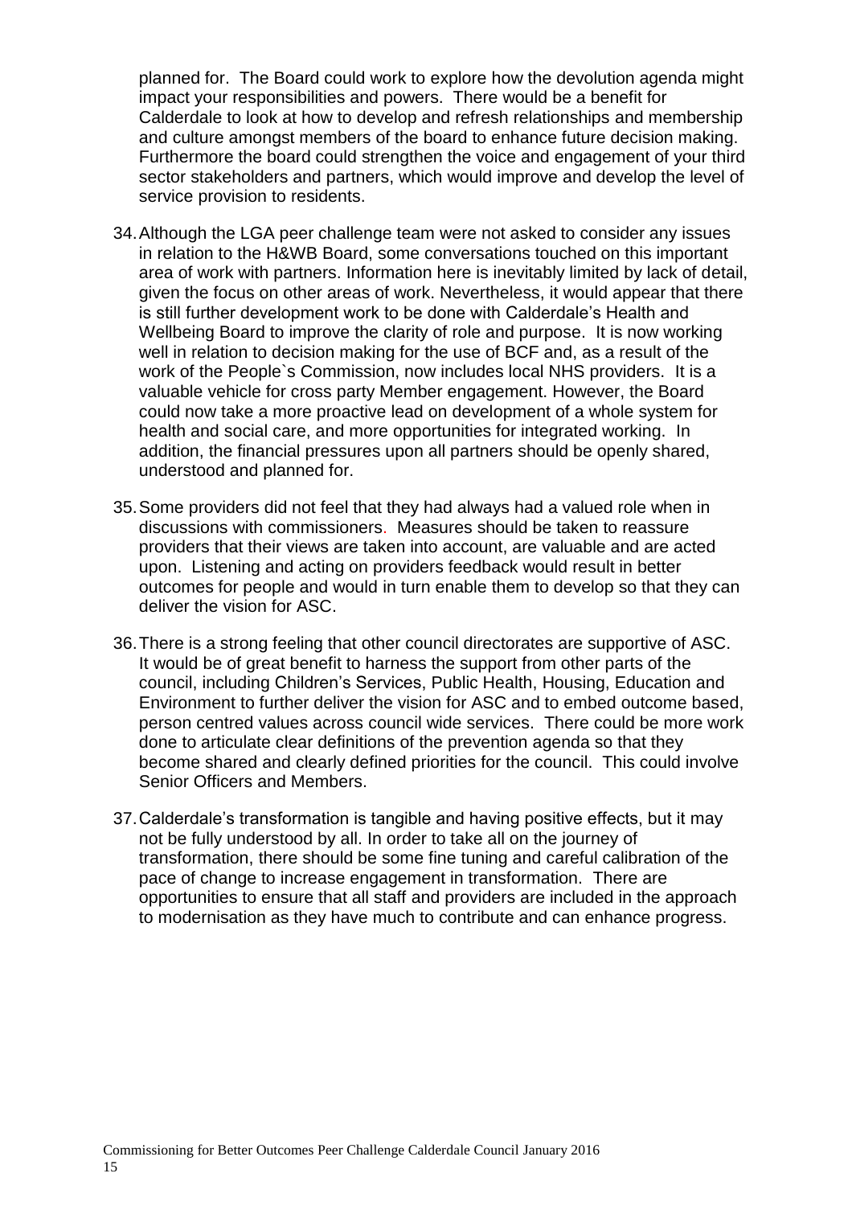planned for. The Board could work to explore how the devolution agenda might impact your responsibilities and powers. There would be a benefit for Calderdale to look at how to develop and refresh relationships and membership and culture amongst members of the board to enhance future decision making. Furthermore the board could strengthen the voice and engagement of your third sector stakeholders and partners, which would improve and develop the level of service provision to residents.

34. Although the LGA peer challenge team were not asked to consider any issues in relation to the H&WB Board, some conversations touched on this important area of work with partners. Information here is inevitably limited by lack of detail, given the focus on other areas of work. Nevertheless, it would appear that there is still further development work to be done with Calderdale's Health and Wellbeing Board to improve the clarity of role and purpose. It is now working well in relation to decision making for the use of BCF and, as a result of the work of the People`s Commission, now includes local NHS providers. It is a valuable vehicle for cross party Member engagement. However, the Board could now take a more proactive lead on development of a whole system for health and social care, and more opportunities for integrated working. In addition, the financial pressures upon all partners should be openly shared, understood and planned for.

35. Some providers did not feel that they had always had a valued role when in discussions with commissioners. Measures should be taken to reassure providers that their views are taken into account, are valuable and are acted upon. Listening and acting on providers feedback would result in better outcomes for people and would in turn enable them to develop so that they can deliver the vision for ASC.

36. There is a strong feeling that other council directorates are supportive of ASC. It would be of great benefit to harness the support from other parts of the council, including Children's Services, Public Health, Housing, Education and Environment to further deliver the vision for ASC and to embed outcome based, person centred values across council wide services. There could be more work done to articulate clear definitions of the prevention agenda so that they become shared and clearly defined priorities for the council. This could involve Senior Officers and Members.

37. Calderdale's transformation is tangible and having positive effects, but it may not be fully understood by all. In order to take all on the journey of transformation, there should be some fine tuning and careful calibration of the pace of change to increase engagement in transformation. There are opportunities to ensure that all staff and providers are included in the approach to modernisation as they have much to contribute and can enhance progress.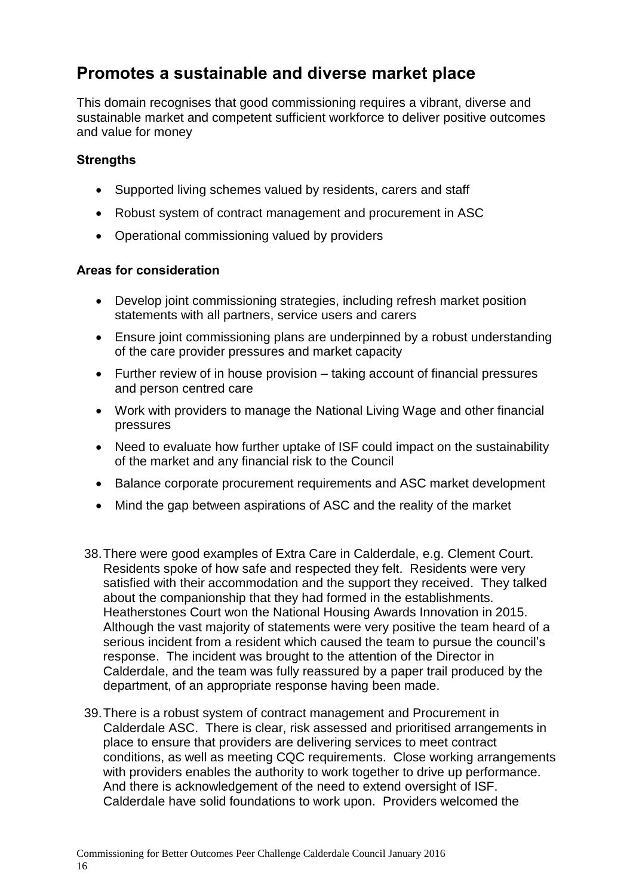## Promotes a sustainable and diverse market place

This domain recognises that good commissioning requires a vibrant, diverse and sustainable market and competent sufficient workforce to deliver positive outcomes and value for money

**Strengths**

- Supported living schemes valued by residents, carers and staff
- Robust system of contract management and procurement in ASC
- Operational commissioning valued by providers

**Areas for consideration**

- Develop joint commissioning strategies, including refresh market position statements with all partners, service users and carers
- Ensure joint commissioning plans are underpinned by a robust understanding of the care provider pressures and market capacity
- Further review of in house provision – taking account of financial pressures and person centred care
- Work with providers to manage the National Living Wage and other financial pressures
- Need to evaluate how further uptake of ISF could impact on the sustainability of the market and any financial risk to the Council
- Balance corporate procurement requirements and ASC market development
- Mind the gap between aspirations of ASC and the reality of the market

38. There were good examples of Extra Care in Calderdale, e.g. Clement Court. Residents spoke of how safe and respected they felt. Residents were very satisfied with their accommodation and the support they received. They talked about the companionship that they had formed in the establishments. Heatherstones Court won the National Housing Awards Innovation in 2015. Although the vast majority of statements were very positive the team heard of a serious incident from a resident which caused the team to pursue the council's response. The incident was brought to the attention of the Director in Calderdale, and the team was fully reassured by a paper trail produced by the department, of an appropriate response having been made.

39. There is a robust system of contract management and Procurement in Calderdale ASC. There is clear, risk assessed and prioritised arrangements in place to ensure that providers are delivering services to meet contract conditions, as well as meeting CQC requirements. Close working arrangements with providers enables the authority to work together to drive up performance. And there is acknowledgement of the need to extend oversight of ISF. Calderdale have solid foundations to work upon. Providers welcomed the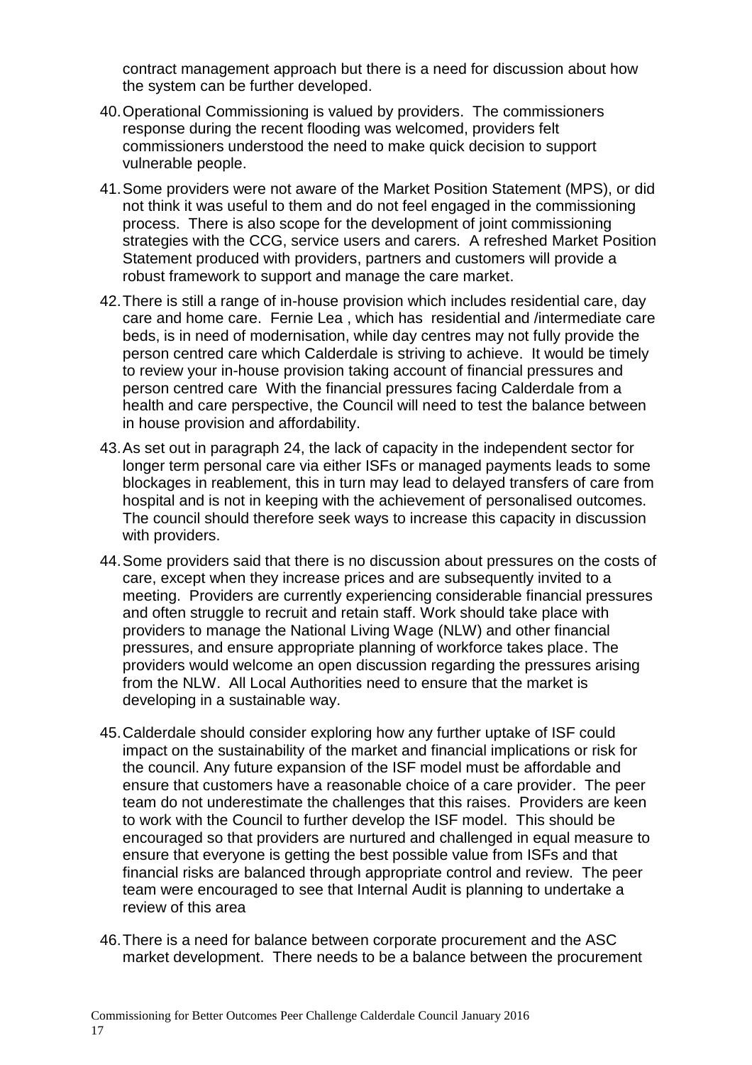contract management approach but there is a need for discussion about how the system can be further developed.

40. Operational Commissioning is valued by providers. The commissioners response during the recent flooding was welcomed, providers felt commissioners understood the need to make quick decision to support vulnerable people.

41. Some providers were not aware of the Market Position Statement (MPS), or did not think it was useful to them and do not feel engaged in the commissioning process. There is also scope for the development of joint commissioning strategies with the CCG, service users and carers. A refreshed Market Position Statement produced with providers, partners and customers will provide a robust framework to support and manage the care market.

42. There is still a range of in-house provision which includes residential care, day care and home care. Fernie Lea , which has residential and /intermediate care beds, is in need of modernisation, while day centres may not fully provide the person centred care which Calderdale is striving to achieve. It would be timely to review your in-house provision taking account of financial pressures and person centred care With the financial pressures facing Calderdale from a health and care perspective, the Council will need to test the balance between in house provision and affordability.

43. As set out in paragraph 24, the lack of capacity in the independent sector for longer term personal care via either ISFs or managed payments leads to some blockages in reablement, this in turn may lead to delayed transfers of care from hospital and is not in keeping with the achievement of personalised outcomes. The council should therefore seek ways to increase this capacity in discussion with providers.

44. Some providers said that there is no discussion about pressures on the costs of care, except when they increase prices and are subsequently invited to a meeting. Providers are currently experiencing considerable financial pressures and often struggle to recruit and retain staff. Work should take place with providers to manage the National Living Wage (NLW) and other financial pressures, and ensure appropriate planning of workforce takes place. The providers would welcome an open discussion regarding the pressures arising from the NLW. All Local Authorities need to ensure that the market is developing in a sustainable way.

45. Calderdale should consider exploring how any further uptake of ISF could impact on the sustainability of the market and financial implications or risk for the council. Any future expansion of the ISF model must be affordable and ensure that customers have a reasonable choice of a care provider. The peer team do not underestimate the challenges that this raises. Providers are keen to work with the Council to further develop the ISF model. This should be encouraged so that providers are nurtured and challenged in equal measure to ensure that everyone is getting the best possible value from ISFs and that financial risks are balanced through appropriate control and review. The peer team were encouraged to see that Internal Audit is planning to undertake a review of this area

46. There is a need for balance between corporate procurement and the ASC market development. There needs to be a balance between the procurement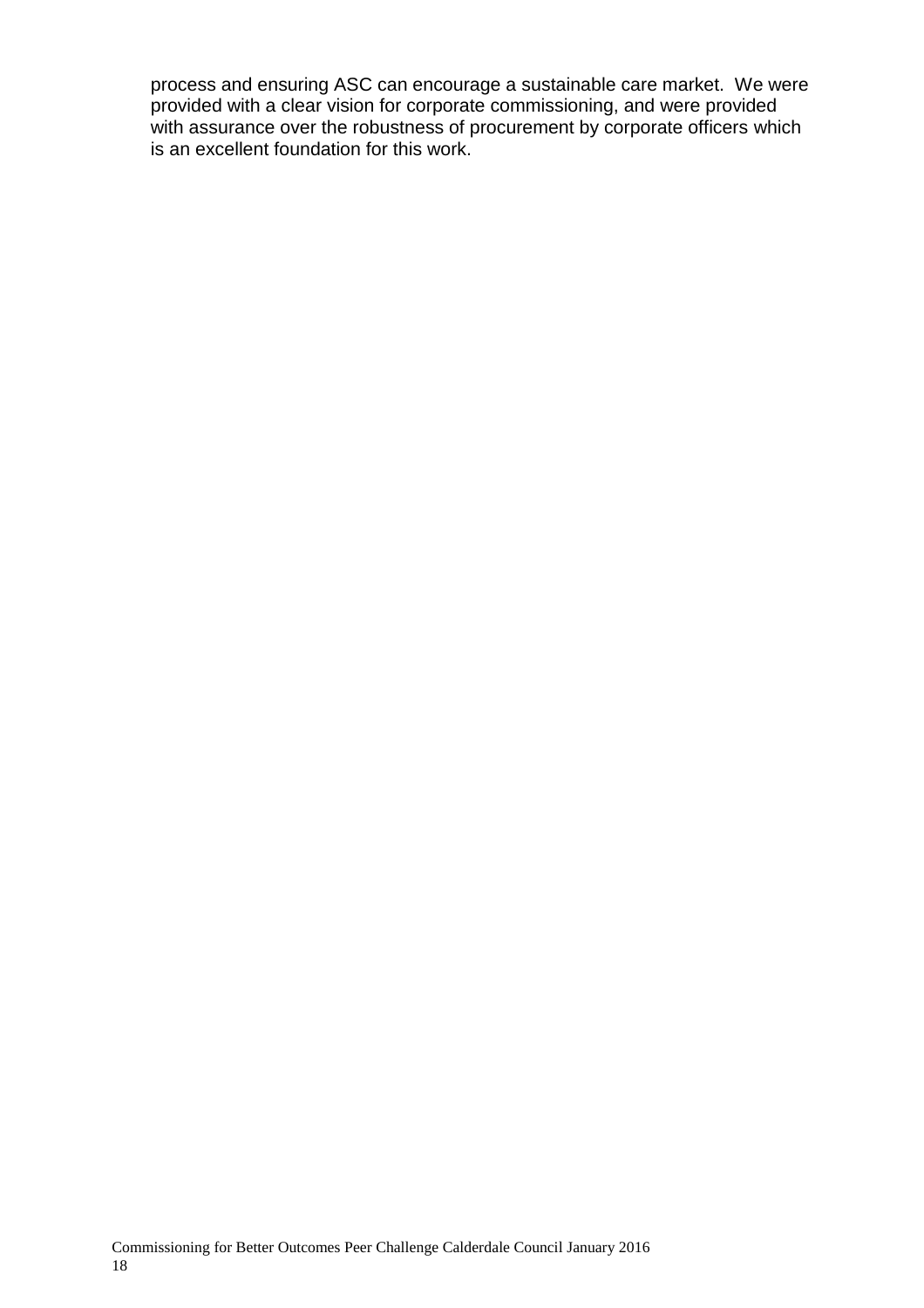process and ensuring ASC can encourage a sustainable care market. We were provided with a clear vision for corporate commissioning, and were provided with assurance over the robustness of procurement by corporate officers which is an excellent foundation for this work.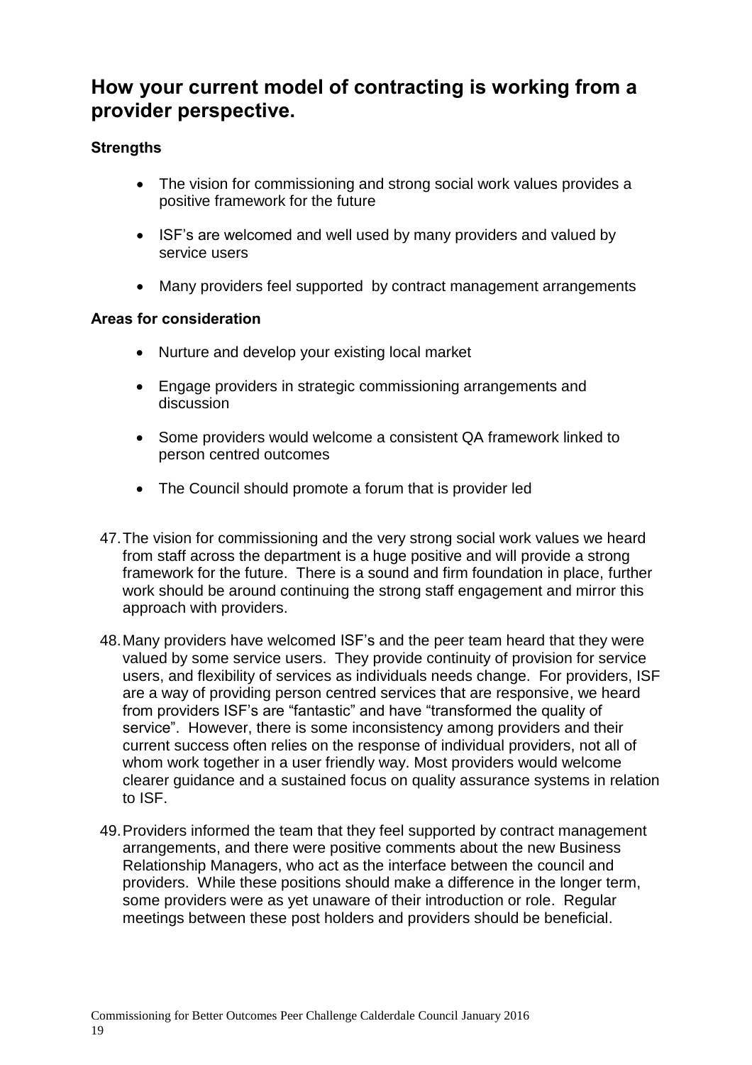## How your current model of contracting is working from a provider perspective.

### Strengths

- The vision for commissioning and strong social work values provides a positive framework for the future
- ISF's are welcomed and well used by many providers and valued by service users
- Many providers feel supported by contract management arrangements

### Areas for consideration

- Nurture and develop your existing local market
- Engage providers in strategic commissioning arrangements and discussion
- Some providers would welcome a consistent QA framework linked to person centred outcomes
- The Council should promote a forum that is provider led

47. The vision for commissioning and the very strong social work values we heard from staff across the department is a huge positive and will provide a strong framework for the future. There is a sound and firm foundation in place, further work should be around continuing the strong staff engagement and mirror this approach with providers.

48. Many providers have welcomed ISF's and the peer team heard that they were valued by some service users. They provide continuity of provision for service users, and flexibility of services as individuals needs change. For providers, ISF are a way of providing person centred services that are responsive, we heard from providers ISF's are "fantastic" and have "transformed the quality of service". However, there is some inconsistency among providers and their current success often relies on the response of individual providers, not all of whom work together in a user friendly way. Most providers would welcome clearer guidance and a sustained focus on quality assurance systems in relation to ISF.

49. Providers informed the team that they feel supported by contract management arrangements, and there were positive comments about the new Business Relationship Managers, who act as the interface between the council and providers. While these positions should make a difference in the longer term, some providers were as yet unaware of their introduction or role. Regular meetings between these post holders and providers should be beneficial.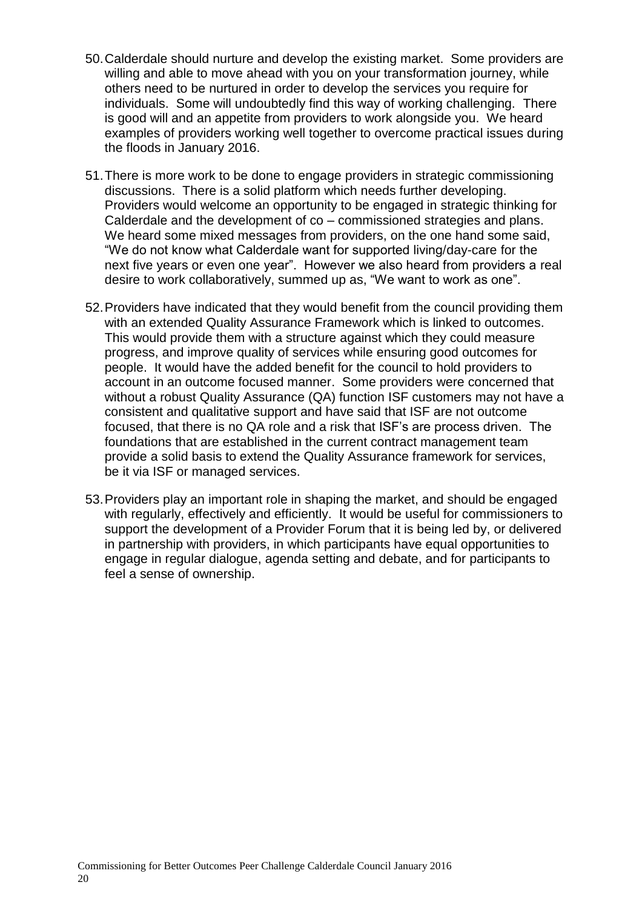50. Calderdale should nurture and develop the existing market. Some providers are willing and able to move ahead with you on your transformation journey, while others need to be nurtured in order to develop the services you require for individuals. Some will undoubtedly find this way of working challenging. There is good will and an appetite from providers to work alongside you. We heard examples of providers working well together to overcome practical issues during the floods in January 2016.

51. There is more work to be done to engage providers in strategic commissioning discussions. There is a solid platform which needs further developing. Providers would welcome an opportunity to be engaged in strategic thinking for Calderdale and the development of co – commissioned strategies and plans. We heard some mixed messages from providers, on the one hand some said, "We do not know what Calderdale want for supported living/day-care for the next five years or even one year". However we also heard from providers a real desire to work collaboratively, summed up as, "We want to work as one".

52. Providers have indicated that they would benefit from the council providing them with an extended Quality Assurance Framework which is linked to outcomes. This would provide them with a structure against which they could measure progress, and improve quality of services while ensuring good outcomes for people. It would have the added benefit for the council to hold providers to account in an outcome focused manner. Some providers were concerned that without a robust Quality Assurance (QA) function ISF customers may not have a consistent and qualitative support and have said that ISF are not outcome focused, that there is no QA role and a risk that ISF's are process driven. The foundations that are established in the current contract management team provide a solid basis to extend the Quality Assurance framework for services, be it via ISF or managed services.

53. Providers play an important role in shaping the market, and should be engaged with regularly, effectively and efficiently. It would be useful for commissioners to support the development of a Provider Forum that it is being led by, or delivered in partnership with providers, in which participants have equal opportunities to engage in regular dialogue, agenda setting and debate, and for participants to feel a sense of ownership.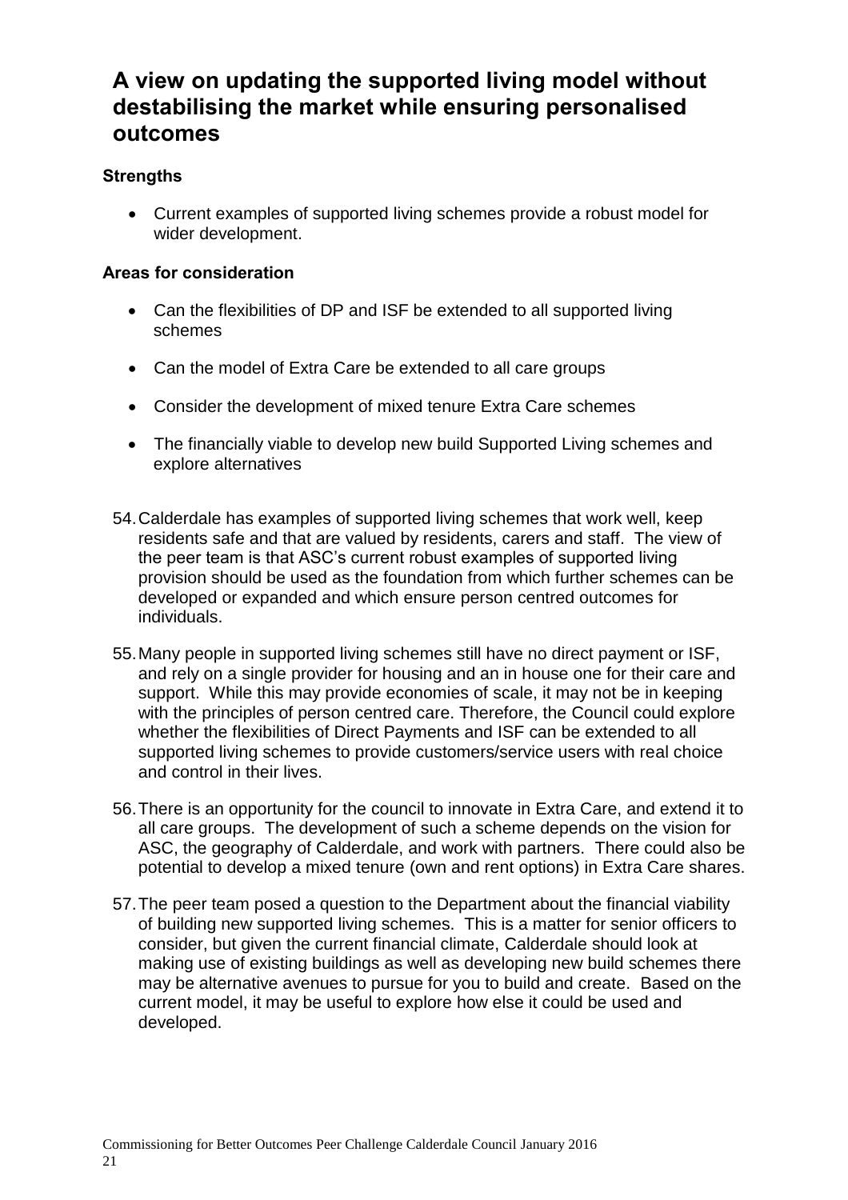## A view on updating the supported living model without destabilising the market while ensuring personalised outcomes

**Strengths**

- Current examples of supported living schemes provide a robust model for wider development.

**Areas for consideration**

- Can the flexibilities of DP and ISF be extended to all supported living schemes
- Can the model of Extra Care be extended to all care groups
- Consider the development of mixed tenure Extra Care schemes
- The financially viable to develop new build Supported Living schemes and explore alternatives

54. Calderdale has examples of supported living schemes that work well, keep residents safe and that are valued by residents, carers and staff. The view of the peer team is that ASC's current robust examples of supported living provision should be used as the foundation from which further schemes can be developed or expanded and which ensure person centred outcomes for individuals.

55. Many people in supported living schemes still have no direct payment or ISF, and rely on a single provider for housing and an in house one for their care and support. While this may provide economies of scale, it may not be in keeping with the principles of person centred care. Therefore, the Council could explore whether the flexibilities of Direct Payments and ISF can be extended to all supported living schemes to provide customers/service users with real choice and control in their lives.

56. There is an opportunity for the council to innovate in Extra Care, and extend it to all care groups. The development of such a scheme depends on the vision for ASC, the geography of Calderdale, and work with partners. There could also be potential to develop a mixed tenure (own and rent options) in Extra Care shares.

57. The peer team posed a question to the Department about the financial viability of building new supported living schemes. This is a matter for senior officers to consider, but given the current financial climate, Calderdale should look at making use of existing buildings as well as developing new build schemes there may be alternative avenues to pursue for you to build and create. Based on the current model, it may be useful to explore how else it could be used and developed.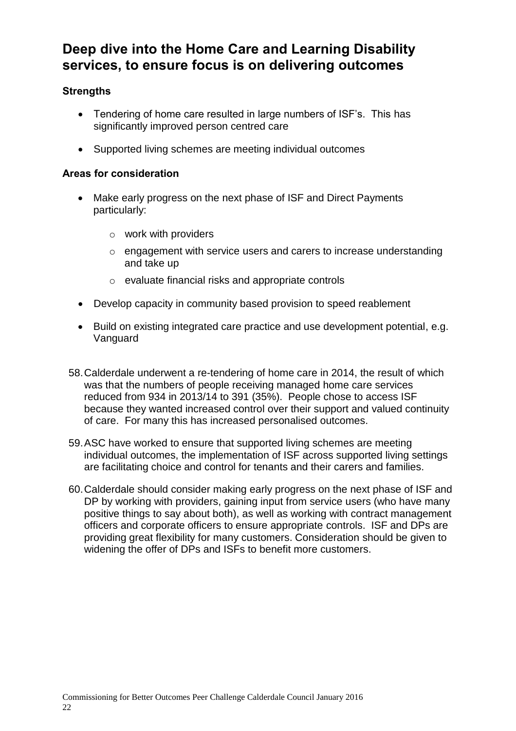## Deep dive into the Home Care and Learning Disability services, to ensure focus is on delivering outcomes

**Strengths**

- Tendering of home care resulted in large numbers of ISF's. This has significantly improved person centred care
- Supported living schemes are meeting individual outcomes

**Areas for consideration**

- Make early progress on the next phase of ISF and Direct Payments particularly:
    - work with providers
    - engagement with service users and carers to increase understanding and take up
    - evaluate financial risks and appropriate controls
- Develop capacity in community based provision to speed reablement
- Build on existing integrated care practice and use development potential, e.g. Vanguard

58. Calderdale underwent a re-tendering of home care in 2014, the result of which was that the numbers of people receiving managed home care services reduced from 934 in 2013/14 to 391 (35%). People chose to access ISF because they wanted increased control over their support and valued continuity of care. For many this has increased personalised outcomes.

59. ASC have worked to ensure that supported living schemes are meeting individual outcomes, the implementation of ISF across supported living settings are facilitating choice and control for tenants and their carers and families.

60. Calderdale should consider making early progress on the next phase of ISF and DP by working with providers, gaining input from service users (who have many positive things to say about both), as well as working with contract management officers and corporate officers to ensure appropriate controls. ISF and DPs are providing great flexibility for many customers. Consideration should be given to widening the offer of DPs and ISFs to benefit more customers.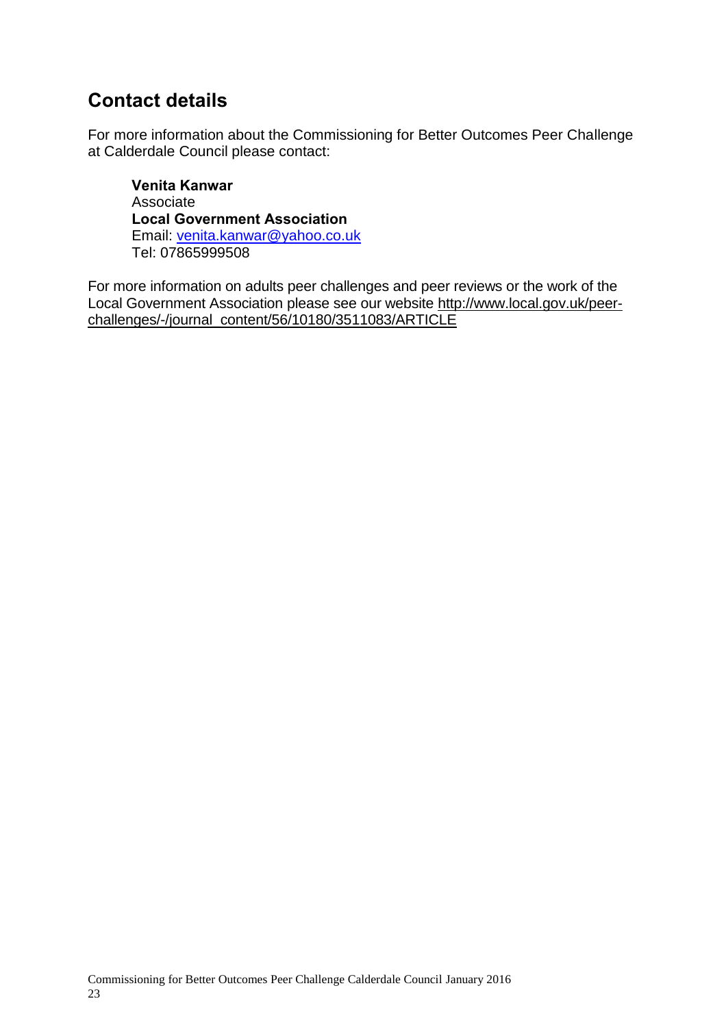## Contact details

For more information about the Commissioning for Better Outcomes Peer Challenge at Calderdale Council please contact:

**Venita Kanwar**
Associate
**Local Government Association**
Email: venita.kanwar@yahoo.co.uk
Tel: 07865999508

For more information on adults peer challenges and peer reviews or the work of the Local Government Association please see our website http://www.local.gov.uk/peer-challenges/-/journal_content/56/10180/3511083/ARTICLE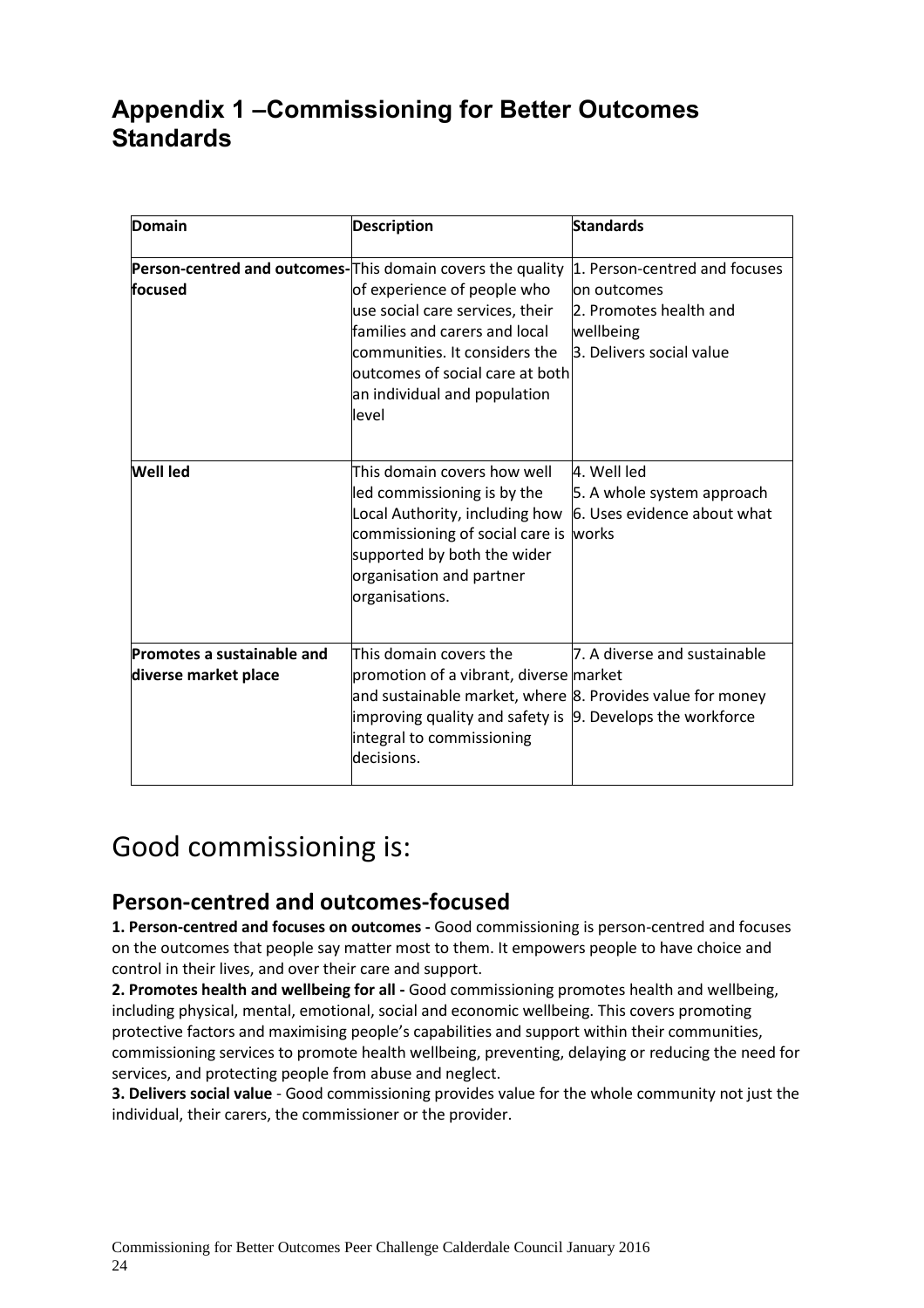## Appendix 1 –Commissioning for Better Outcomes Standards

| Domain | Description | Standards |
|---|---|---|
| **Person-centred and outcomes-focused** | This domain covers the quality of experience of people who use social care services, their families and carers and local communities. It considers the outcomes of social care at both an individual and population level | 1. Person-centred and focuses on outcomes<br>2. Promotes health and wellbeing<br>3. Delivers social value |
| **Well led** | This domain covers how well led commissioning is by the Local Authority, including how commissioning of social care is supported by both the wider organisation and partner organisations. | 4. Well led<br>5. A whole system approach<br>6. Uses evidence about what works |
| **Promotes a sustainable and diverse market place** | This domain covers the promotion of a vibrant, diverse and sustainable market, where improving quality and safety is integral to commissioning decisions. | 7. A diverse and sustainable market<br>8. Provides value for money<br>9. Develops the workforce |

# Good commissioning is:

### Person-centred and outcomes-focused

**1. Person-centred and focuses on outcomes -** Good commissioning is person-centred and focuses on the outcomes that people say matter most to them. It empowers people to have choice and control in their lives, and over their care and support.

**2. Promotes health and wellbeing for all -** Good commissioning promotes health and wellbeing, including physical, mental, emotional, social and economic wellbeing. This covers promoting protective factors and maximising people's capabilities and support within their communities, commissioning services to promote health wellbeing, preventing, delaying or reducing the need for services, and protecting people from abuse and neglect.

**3. Delivers social value** - Good commissioning provides value for the whole community not just the individual, their carers, the commissioner or the provider.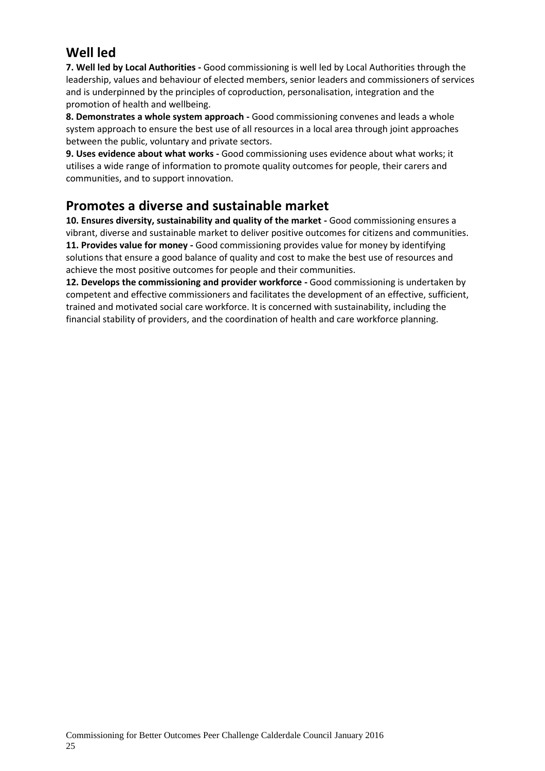## Well led

**7. Well led by Local Authorities -** Good commissioning is well led by Local Authorities through the leadership, values and behaviour of elected members, senior leaders and commissioners of services and is underpinned by the principles of coproduction, personalisation, integration and the promotion of health and wellbeing.

**8. Demonstrates a whole system approach -** Good commissioning convenes and leads a whole system approach to ensure the best use of all resources in a local area through joint approaches between the public, voluntary and private sectors.

**9. Uses evidence about what works -** Good commissioning uses evidence about what works; it utilises a wide range of information to promote quality outcomes for people, their carers and communities, and to support innovation.

## Promotes a diverse and sustainable market

**10. Ensures diversity, sustainability and quality of the market -** Good commissioning ensures a vibrant, diverse and sustainable market to deliver positive outcomes for citizens and communities.

**11. Provides value for money -** Good commissioning provides value for money by identifying solutions that ensure a good balance of quality and cost to make the best use of resources and achieve the most positive outcomes for people and their communities.

**12. Develops the commissioning and provider workforce -** Good commissioning is undertaken by competent and effective commissioners and facilitates the development of an effective, sufficient, trained and motivated social care workforce. It is concerned with sustainability, including the financial stability of providers, and the coordination of health and care workforce planning.